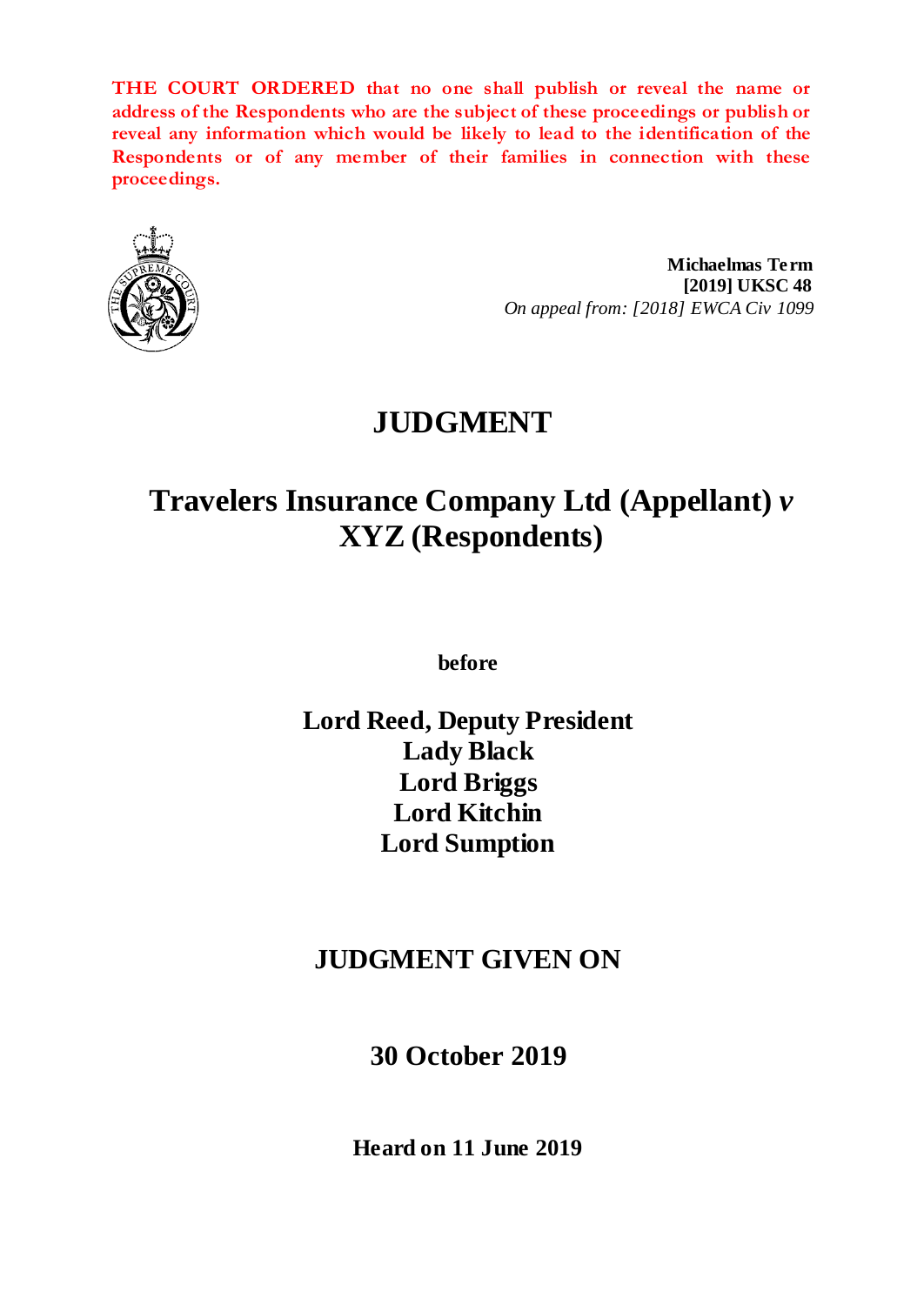**THE COURT ORDERED that no one shall publish or reveal the name or address of the Respondents who are the subject of these proceedings or publish or reveal any information which would be likely to lead to the identification of the Respondents or of any member of their families in connection with these proceedings.**

**Michaelmas Term**
**[2019] UKSC 48**
*On appeal from: [2018] EWCA Civ 1099*

# JUDGMENT

## Travelers Insurance Company Ltd (Appellant) *v* XYZ (Respondents)

**before**

**Lord Reed, Deputy President**
**Lady Black**
**Lord Briggs**
**Lord Kitchin**
**Lord Sumption**

## JUDGMENT GIVEN ON

## 30 October 2019

**Heard on 11 June 2019**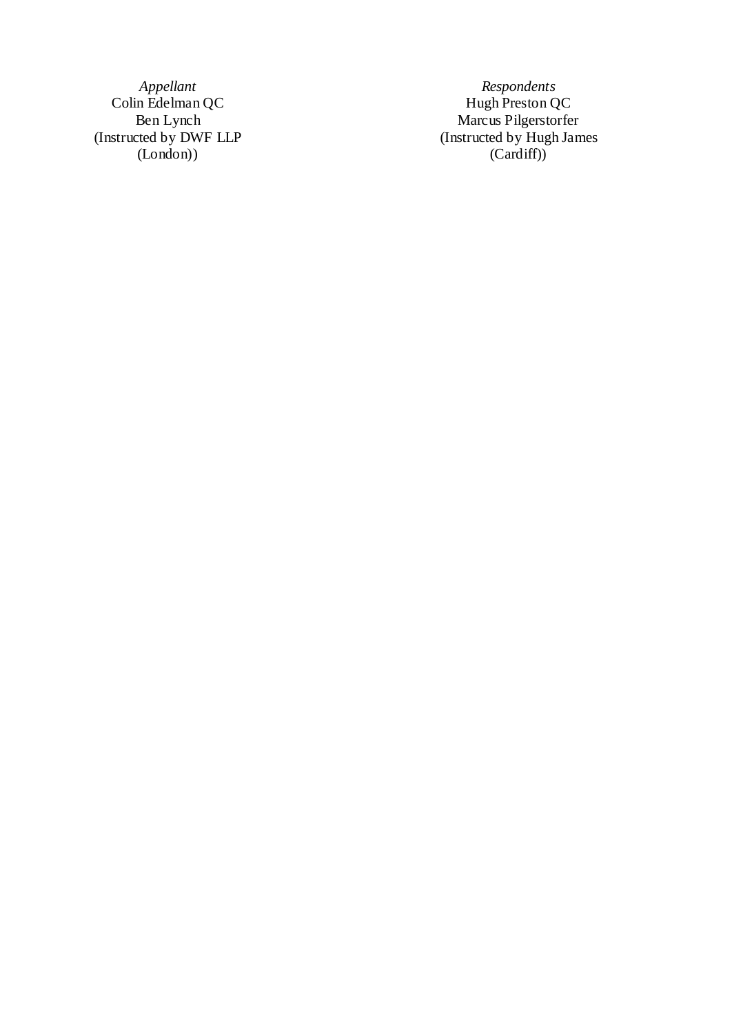| *Appellant* | *Respondents* |
| --- | --- |
| Colin Edelman QC | Hugh Preston QC |
| Ben Lynch | Marcus Pilgerstorfer |
| (Instructed by DWF LLP (London)) | (Instructed by Hugh James (Cardiff)) |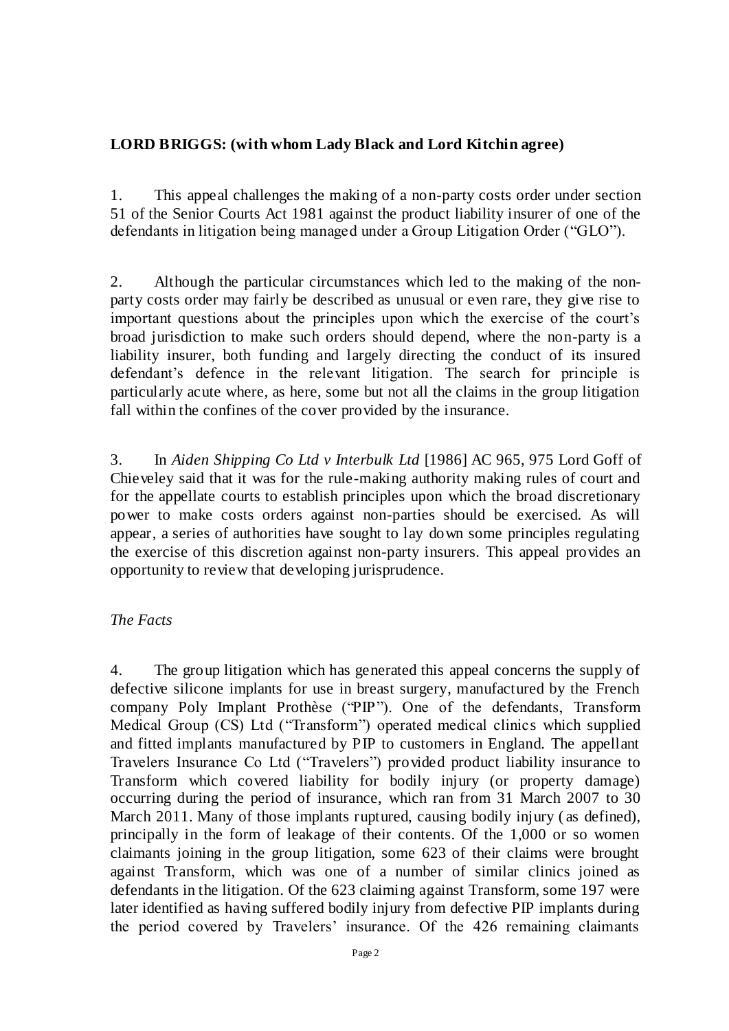**LORD BRIGGS: (with whom Lady Black and Lord Kitchin agree)**

1. This appeal challenges the making of a non-party costs order under section 51 of the Senior Courts Act 1981 against the product liability insurer of one of the defendants in litigation being managed under a Group Litigation Order ("GLO").

2. Although the particular circumstances which led to the making of the non-party costs order may fairly be described as unusual or even rare, they give rise to important questions about the principles upon which the exercise of the court's broad jurisdiction to make such orders should depend, where the non-party is a liability insurer, both funding and largely directing the conduct of its insured defendant's defence in the relevant litigation. The search for principle is particularly acute where, as here, some but not all the claims in the group litigation fall within the confines of the cover provided by the insurance.

3. In *Aiden Shipping Co Ltd v Interbulk Ltd* [1986] AC 965, 975 Lord Goff of Chieveley said that it was for the rule-making authority making rules of court and for the appellate courts to establish principles upon which the broad discretionary power to make costs orders against non-parties should be exercised. As will appear, a series of authorities have sought to lay down some principles regulating the exercise of this discretion against non-party insurers. This appeal provides an opportunity to review that developing jurisprudence.

*The Facts*

4. The group litigation which has generated this appeal concerns the supply of defective silicone implants for use in breast surgery, manufactured by the French company Poly Implant Prothèse ("PIP"). One of the defendants, Transform Medical Group (CS) Ltd ("Transform") operated medical clinics which supplied and fitted implants manufactured by PIP to customers in England. The appellant Travelers Insurance Co Ltd ("Travelers") provided product liability insurance to Transform which covered liability for bodily injury (or property damage) occurring during the period of insurance, which ran from 31 March 2007 to 30 March 2011. Many of those implants ruptured, causing bodily injury (as defined), principally in the form of leakage of their contents. Of the 1,000 or so women claimants joining in the group litigation, some 623 of their claims were brought against Transform, which was one of a number of similar clinics joined as defendants in the litigation. Of the 623 claiming against Transform, some 197 were later identified as having suffered bodily injury from defective PIP implants during the period covered by Travelers' insurance. Of the 426 remaining claimants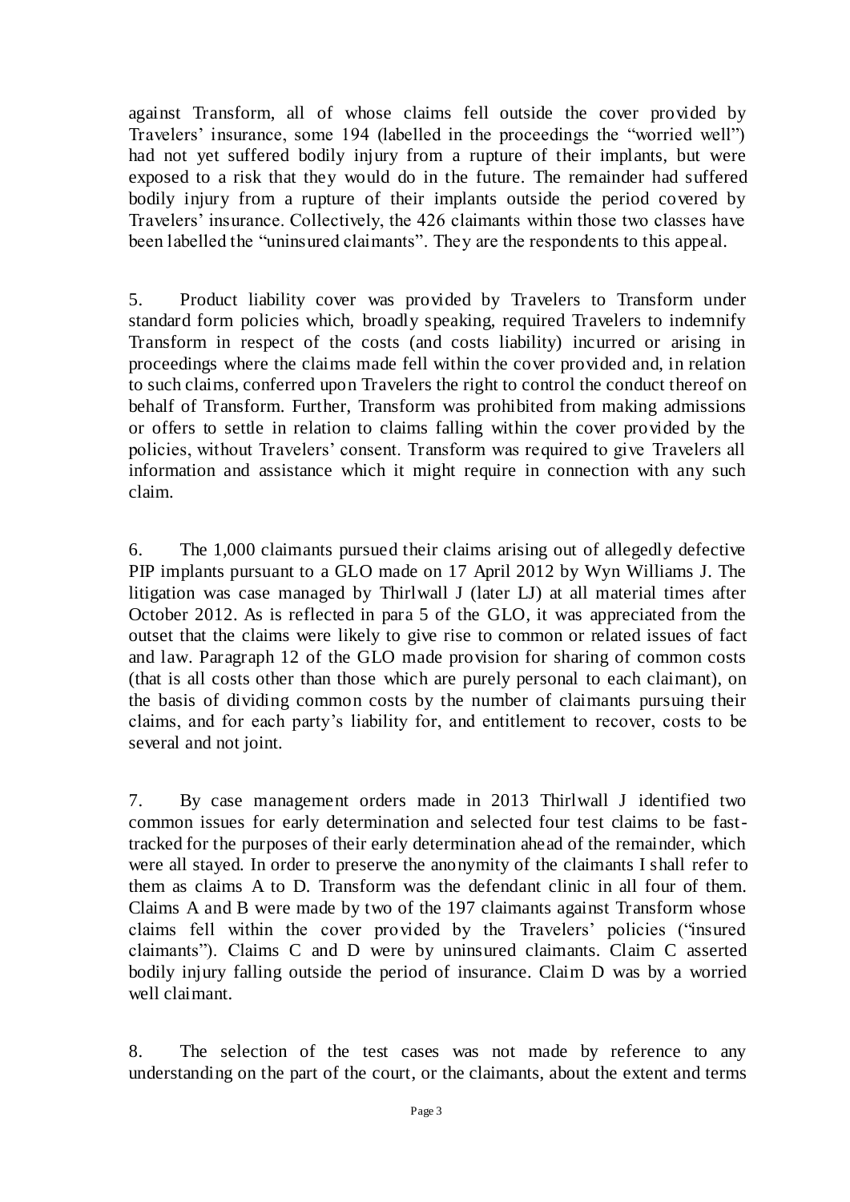against Transform, all of whose claims fell outside the cover provided by Travelers' insurance, some 194 (labelled in the proceedings the "worried well") had not yet suffered bodily injury from a rupture of their implants, but were exposed to a risk that they would do in the future. The remainder had suffered bodily injury from a rupture of their implants outside the period covered by Travelers' insurance. Collectively, the 426 claimants within those two classes have been labelled the "uninsured claimants". They are the respondents to this appeal.

5. Product liability cover was provided by Travelers to Transform under standard form policies which, broadly speaking, required Travelers to indemnify Transform in respect of the costs (and costs liability) incurred or arising in proceedings where the claims made fell within the cover provided and, in relation to such claims, conferred upon Travelers the right to control the conduct thereof on behalf of Transform. Further, Transform was prohibited from making admissions or offers to settle in relation to claims falling within the cover provided by the policies, without Travelers' consent. Transform was required to give Travelers all information and assistance which it might require in connection with any such claim.

6. The 1,000 claimants pursued their claims arising out of allegedly defective PIP implants pursuant to a GLO made on 17 April 2012 by Wyn Williams J. The litigation was case managed by Thirlwall J (later LJ) at all material times after October 2012. As is reflected in para 5 of the GLO, it was appreciated from the outset that the claims were likely to give rise to common or related issues of fact and law. Paragraph 12 of the GLO made provision for sharing of common costs (that is all costs other than those which are purely personal to each claimant), on the basis of dividing common costs by the number of claimants pursuing their claims, and for each party's liability for, and entitlement to recover, costs to be several and not joint.

7. By case management orders made in 2013 Thirlwall J identified two common issues for early determination and selected four test claims to be fast-tracked for the purposes of their early determination ahead of the remainder, which were all stayed. In order to preserve the anonymity of the claimants I shall refer to them as claims A to D. Transform was the defendant clinic in all four of them. Claims A and B were made by two of the 197 claimants against Transform whose claims fell within the cover provided by the Travelers' policies ("insured claimants"). Claims C and D were by uninsured claimants. Claim C asserted bodily injury falling outside the period of insurance. Claim D was by a worried well claimant.

8. The selection of the test cases was not made by reference to any understanding on the part of the court, or the claimants, about the extent and terms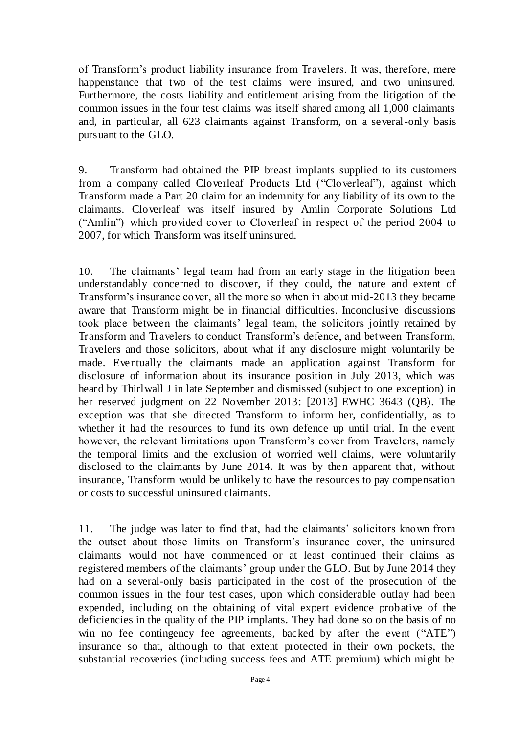of Transform's product liability insurance from Travelers. It was, therefore, mere happenstance that two of the test claims were insured, and two uninsured. Furthermore, the costs liability and entitlement arising from the litigation of the common issues in the four test claims was itself shared among all 1,000 claimants and, in particular, all 623 claimants against Transform, on a several-only basis pursuant to the GLO.

9. Transform had obtained the PIP breast implants supplied to its customers from a company called Cloverleaf Products Ltd ("Cloverleaf"), against which Transform made a Part 20 claim for an indemnity for any liability of its own to the claimants. Cloverleaf was itself insured by Amlin Corporate Solutions Ltd ("Amlin") which provided cover to Cloverleaf in respect of the period 2004 to 2007, for which Transform was itself uninsured.

10. The claimants' legal team had from an early stage in the litigation been understandably concerned to discover, if they could, the nature and extent of Transform's insurance cover, all the more so when in about mid-2013 they became aware that Transform might be in financial difficulties. Inconclusive discussions took place between the claimants' legal team, the solicitors jointly retained by Transform and Travelers to conduct Transform's defence, and between Transform, Travelers and those solicitors, about what if any disclosure might voluntarily be made. Eventually the claimants made an application against Transform for disclosure of information about its insurance position in July 2013, which was heard by Thirlwall J in late September and dismissed (subject to one exception) in her reserved judgment on 22 November 2013: [2013] EWHC 3643 (QB). The exception was that she directed Transform to inform her, confidentially, as to whether it had the resources to fund its own defence up until trial. In the event however, the relevant limitations upon Transform's cover from Travelers, namely the temporal limits and the exclusion of worried well claims, were voluntarily disclosed to the claimants by June 2014. It was by then apparent that, without insurance, Transform would be unlikely to have the resources to pay compensation or costs to successful uninsured claimants.

11. The judge was later to find that, had the claimants' solicitors known from the outset about those limits on Transform's insurance cover, the uninsured claimants would not have commenced or at least continued their claims as registered members of the claimants' group under the GLO. But by June 2014 they had on a several-only basis participated in the cost of the prosecution of the common issues in the four test cases, upon which considerable outlay had been expended, including on the obtaining of vital expert evidence probative of the deficiencies in the quality of the PIP implants. They had done so on the basis of no win no fee contingency fee agreements, backed by after the event ("ATE") insurance so that, although to that extent protected in their own pockets, the substantial recoveries (including success fees and ATE premium) which might be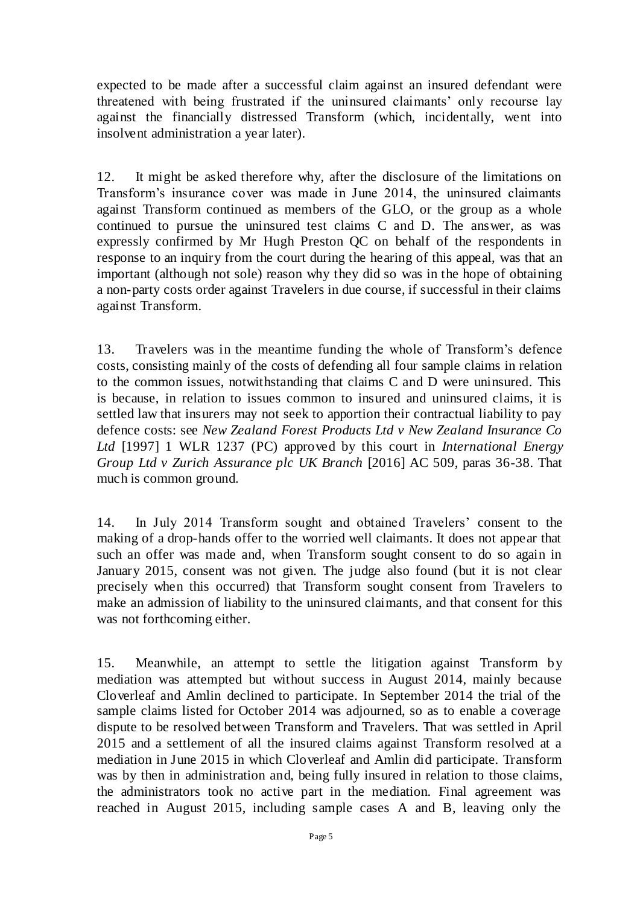expected to be made after a successful claim against an insured defendant were threatened with being frustrated if the uninsured claimants' only recourse lay against the financially distressed Transform (which, incidentally, went into insolvent administration a year later).

12. It might be asked therefore why, after the disclosure of the limitations on Transform's insurance cover was made in June 2014, the uninsured claimants against Transform continued as members of the GLO, or the group as a whole continued to pursue the uninsured test claims C and D. The answer, as was expressly confirmed by Mr Hugh Preston QC on behalf of the respondents in response to an inquiry from the court during the hearing of this appeal, was that an important (although not sole) reason why they did so was in the hope of obtaining a non-party costs order against Travelers in due course, if successful in their claims against Transform.

13. Travelers was in the meantime funding the whole of Transform's defence costs, consisting mainly of the costs of defending all four sample claims in relation to the common issues, notwithstanding that claims C and D were uninsured. This is because, in relation to issues common to insured and uninsured claims, it is settled law that insurers may not seek to apportion their contractual liability to pay defence costs: see *New Zealand Forest Products Ltd v New Zealand Insurance Co Ltd* [1997] 1 WLR 1237 (PC) approved by this court in *International Energy Group Ltd v Zurich Assurance plc UK Branch* [2016] AC 509, paras 36-38. That much is common ground.

14. In July 2014 Transform sought and obtained Travelers' consent to the making of a drop-hands offer to the worried well claimants. It does not appear that such an offer was made and, when Transform sought consent to do so again in January 2015, consent was not given. The judge also found (but it is not clear precisely when this occurred) that Transform sought consent from Travelers to make an admission of liability to the uninsured claimants, and that consent for this was not forthcoming either.

15. Meanwhile, an attempt to settle the litigation against Transform by mediation was attempted but without success in August 2014, mainly because Cloverleaf and Amlin declined to participate. In September 2014 the trial of the sample claims listed for October 2014 was adjourned, so as to enable a coverage dispute to be resolved between Transform and Travelers. That was settled in April 2015 and a settlement of all the insured claims against Transform resolved at a mediation in June 2015 in which Cloverleaf and Amlin did participate. Transform was by then in administration and, being fully insured in relation to those claims, the administrators took no active part in the mediation. Final agreement was reached in August 2015, including sample cases A and B, leaving only the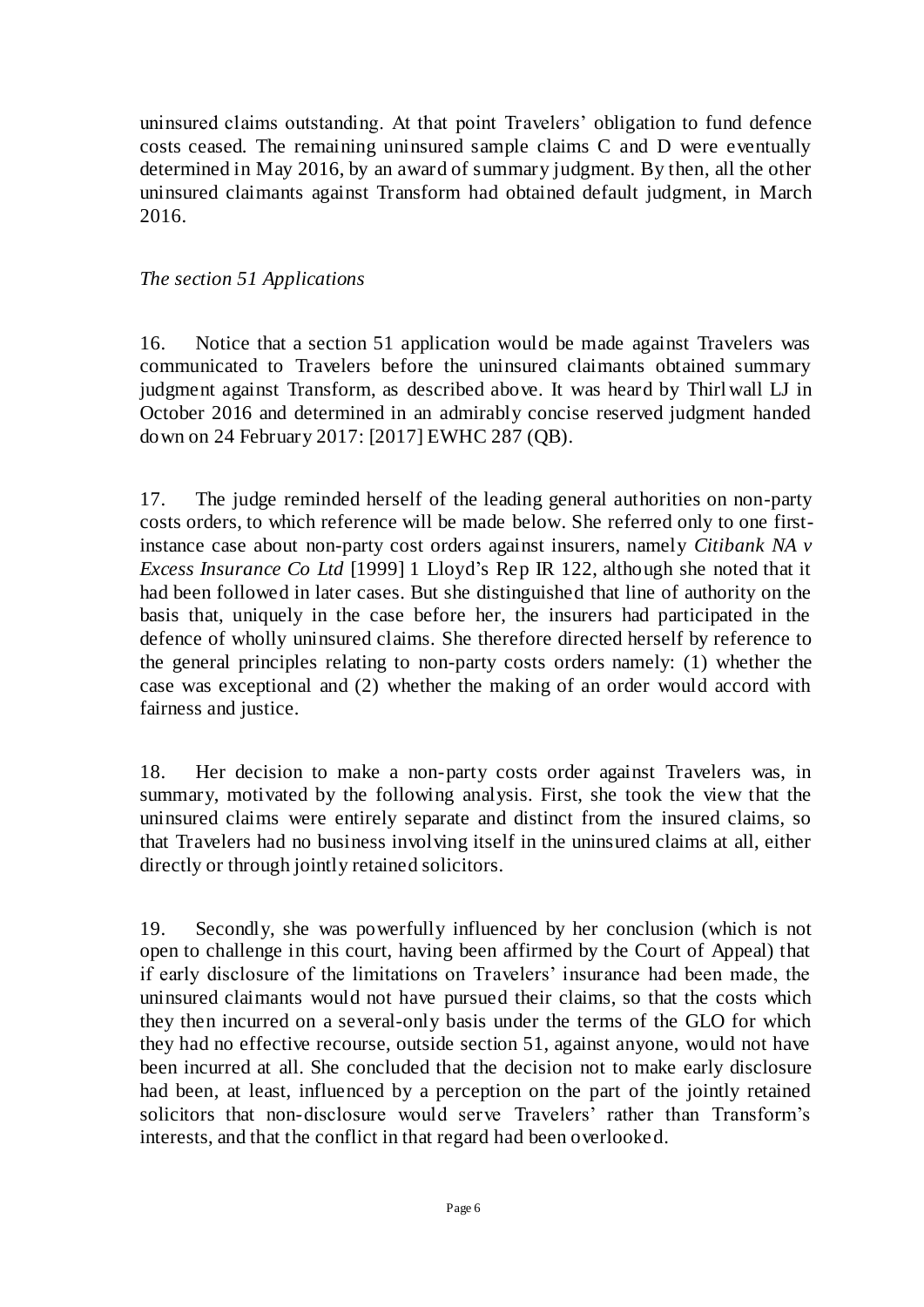uninsured claims outstanding. At that point Travelers' obligation to fund defence costs ceased. The remaining uninsured sample claims C and D were eventually determined in May 2016, by an award of summary judgment. By then, all the other uninsured claimants against Transform had obtained default judgment, in March 2016.

*The section 51 Applications*

16. Notice that a section 51 application would be made against Travelers was communicated to Travelers before the uninsured claimants obtained summary judgment against Transform, as described above. It was heard by Thirlwall LJ in October 2016 and determined in an admirably concise reserved judgment handed down on 24 February 2017: [2017] EWHC 287 (QB).

17. The judge reminded herself of the leading general authorities on non-party costs orders, to which reference will be made below. She referred only to one first-instance case about non-party cost orders against insurers, namely *Citibank NA v Excess Insurance Co Ltd* [1999] 1 Lloyd's Rep IR 122, although she noted that it had been followed in later cases. But she distinguished that line of authority on the basis that, uniquely in the case before her, the insurers had participated in the defence of wholly uninsured claims. She therefore directed herself by reference to the general principles relating to non-party costs orders namely: (1) whether the case was exceptional and (2) whether the making of an order would accord with fairness and justice.

18. Her decision to make a non-party costs order against Travelers was, in summary, motivated by the following analysis. First, she took the view that the uninsured claims were entirely separate and distinct from the insured claims, so that Travelers had no business involving itself in the uninsured claims at all, either directly or through jointly retained solicitors.

19. Secondly, she was powerfully influenced by her conclusion (which is not open to challenge in this court, having been affirmed by the Court of Appeal) that if early disclosure of the limitations on Travelers' insurance had been made, the uninsured claimants would not have pursued their claims, so that the costs which they then incurred on a several-only basis under the terms of the GLO for which they had no effective recourse, outside section 51, against anyone, would not have been incurred at all. She concluded that the decision not to make early disclosure had been, at least, influenced by a perception on the part of the jointly retained solicitors that non-disclosure would serve Travelers' rather than Transform's interests, and that the conflict in that regard had been overlooked.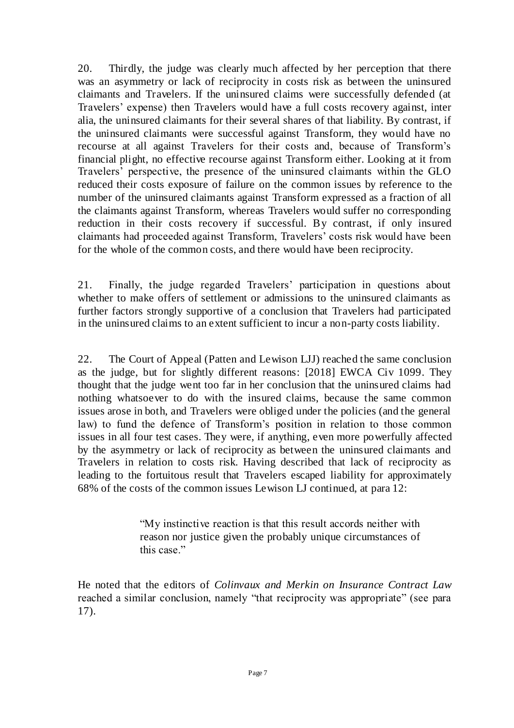20. Thirdly, the judge was clearly much affected by her perception that there was an asymmetry or lack of reciprocity in costs risk as between the uninsured claimants and Travelers. If the uninsured claims were successfully defended (at Travelers' expense) then Travelers would have a full costs recovery against, inter alia, the uninsured claimants for their several shares of that liability. By contrast, if the uninsured claimants were successful against Transform, they would have no recourse at all against Travelers for their costs and, because of Transform's financial plight, no effective recourse against Transform either. Looking at it from Travelers' perspective, the presence of the uninsured claimants within the GLO reduced their costs exposure of failure on the common issues by reference to the number of the uninsured claimants against Transform expressed as a fraction of all the claimants against Transform, whereas Travelers would suffer no corresponding reduction in their costs recovery if successful. By contrast, if only insured claimants had proceeded against Transform, Travelers' costs risk would have been for the whole of the common costs, and there would have been reciprocity.

21. Finally, the judge regarded Travelers' participation in questions about whether to make offers of settlement or admissions to the uninsured claimants as further factors strongly supportive of a conclusion that Travelers had participated in the uninsured claims to an extent sufficient to incur a non-party costs liability.

22. The Court of Appeal (Patten and Lewison LJJ) reached the same conclusion as the judge, but for slightly different reasons: [2018] EWCA Civ 1099. They thought that the judge went too far in her conclusion that the uninsured claims had nothing whatsoever to do with the insured claims, because the same common issues arose in both, and Travelers were obliged under the policies (and the general law) to fund the defence of Transform's position in relation to those common issues in all four test cases. They were, if anything, even more powerfully affected by the asymmetry or lack of reciprocity as between the uninsured claimants and Travelers in relation to costs risk. Having described that lack of reciprocity as leading to the fortuitous result that Travelers escaped liability for approximately 68% of the costs of the common issues Lewison LJ continued, at para 12:

> "My instinctive reaction is that this result accords neither with reason nor justice given the probably unique circumstances of this case."

He noted that the editors of *Colinvaux and Merkin on Insurance Contract Law* reached a similar conclusion, namely "that reciprocity was appropriate" (see para 17).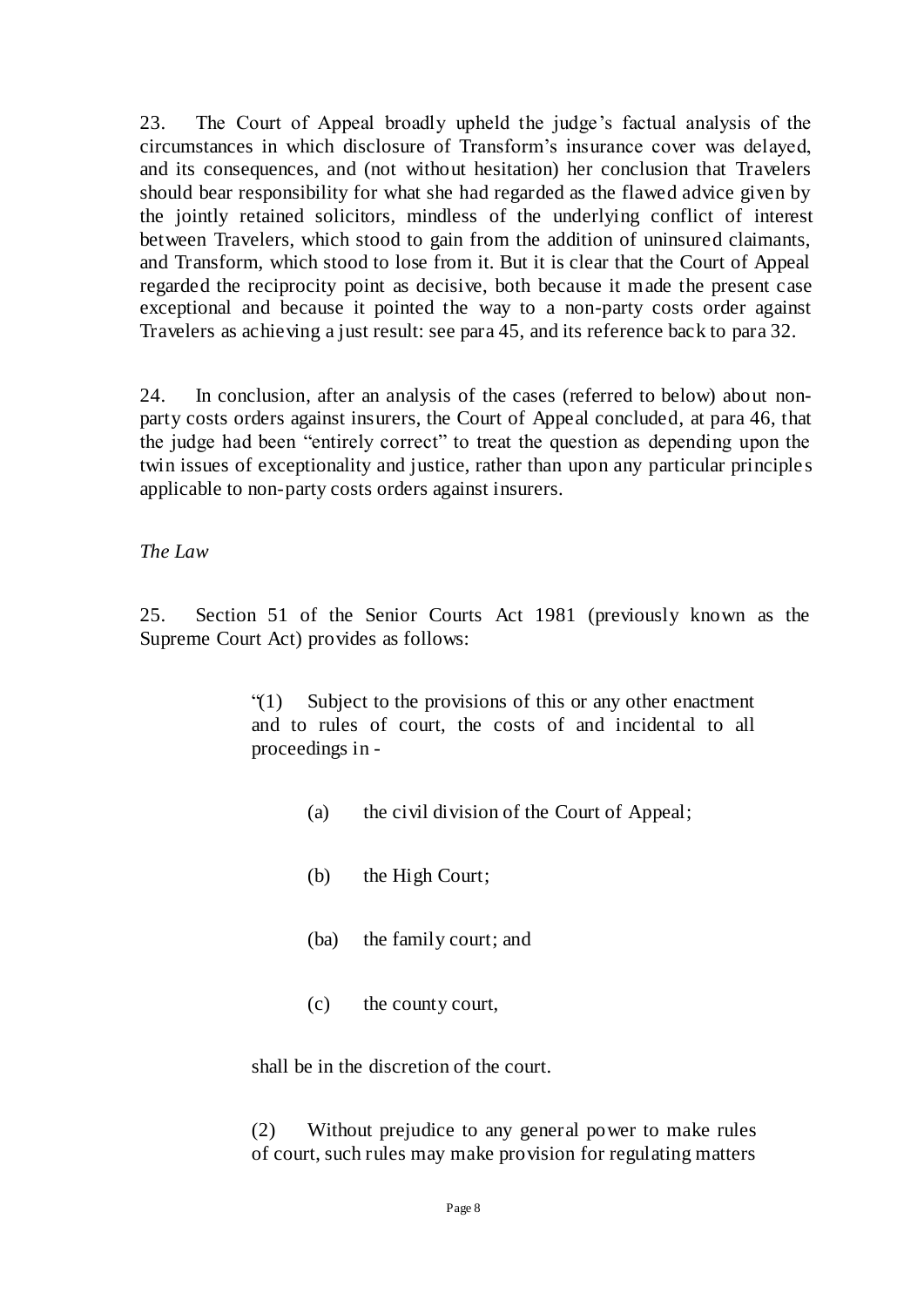23. The Court of Appeal broadly upheld the judge's factual analysis of the circumstances in which disclosure of Transform's insurance cover was delayed, and its consequences, and (not without hesitation) her conclusion that Travelers should bear responsibility for what she had regarded as the flawed advice given by the jointly retained solicitors, mindless of the underlying conflict of interest between Travelers, which stood to gain from the addition of uninsured claimants, and Transform, which stood to lose from it. But it is clear that the Court of Appeal regarded the reciprocity point as decisive, both because it made the present case exceptional and because it pointed the way to a non-party costs order against Travelers as achieving a just result: see para 45, and its reference back to para 32.

24. In conclusion, after an analysis of the cases (referred to below) about non-party costs orders against insurers, the Court of Appeal concluded, at para 46, that the judge had been "entirely correct" to treat the question as depending upon the twin issues of exceptionality and justice, rather than upon any particular principles applicable to non-party costs orders against insurers.

*The Law*

25. Section 51 of the Senior Courts Act 1981 (previously known as the Supreme Court Act) provides as follows:

> "(1) Subject to the provisions of this or any other enactment and to rules of court, the costs of and incidental to all proceedings in -
>
> (a) the civil division of the Court of Appeal;
>
> (b) the High Court;
>
> (ba) the family court; and
>
> (c) the county court,
>
> shall be in the discretion of the court.
>
> (2) Without prejudice to any general power to make rules of court, such rules may make provision for regulating matters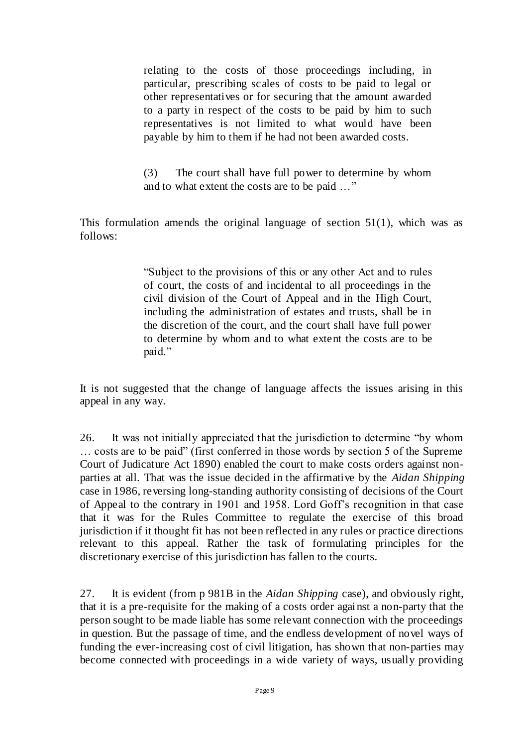> relating to the costs of those proceedings including, in particular, prescribing scales of costs to be paid to legal or other representatives or for securing that the amount awarded to a party in respect of the costs to be paid by him to such representatives is not limited to what would have been payable by him to them if he had not been awarded costs.
>
> (3) The court shall have full power to determine by whom and to what extent the costs are to be paid …"

This formulation amends the original language of section 51(1), which was as follows:

> "Subject to the provisions of this or any other Act and to rules of court, the costs of and incidental to all proceedings in the civil division of the Court of Appeal and in the High Court, including the administration of estates and trusts, shall be in the discretion of the court, and the court shall have full power to determine by whom and to what extent the costs are to be paid."

It is not suggested that the change of language affects the issues arising in this appeal in any way.

26. It was not initially appreciated that the jurisdiction to determine "by whom … costs are to be paid" (first conferred in those words by section 5 of the Supreme Court of Judicature Act 1890) enabled the court to make costs orders against non-parties at all. That was the issue decided in the affirmative by the *Aidan Shipping* case in 1986, reversing long-standing authority consisting of decisions of the Court of Appeal to the contrary in 1901 and 1958. Lord Goff's recognition in that case that it was for the Rules Committee to regulate the exercise of this broad jurisdiction if it thought fit has not been reflected in any rules or practice directions relevant to this appeal. Rather the task of formulating principles for the discretionary exercise of this jurisdiction has fallen to the courts.

27. It is evident (from p 981B in the *Aidan Shipping* case), and obviously right, that it is a pre-requisite for the making of a costs order against a non-party that the person sought to be made liable has some relevant connection with the proceedings in question. But the passage of time, and the endless development of novel ways of funding the ever-increasing cost of civil litigation, has shown that non-parties may become connected with proceedings in a wide variety of ways, usually providing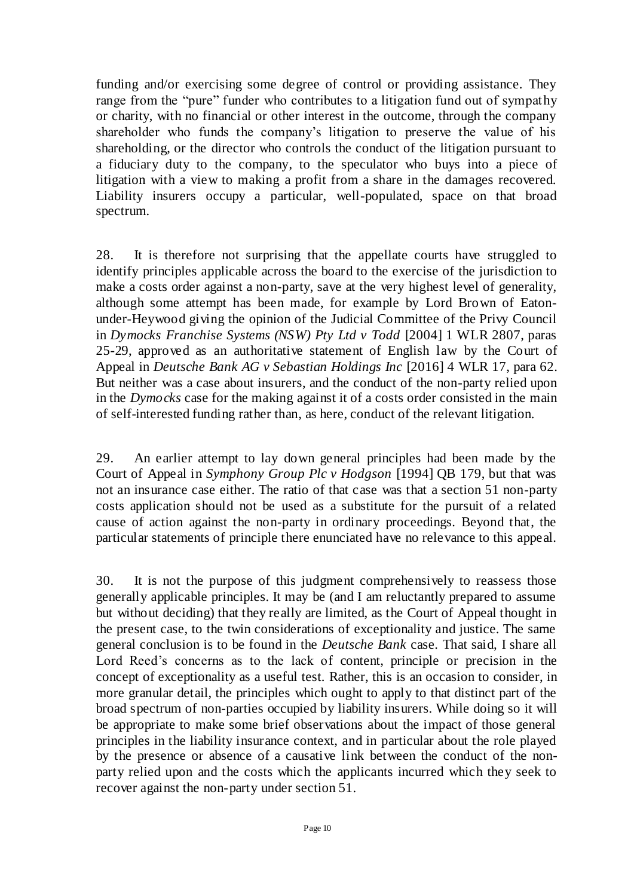funding and/or exercising some degree of control or providing assistance. They range from the "pure" funder who contributes to a litigation fund out of sympathy or charity, with no financial or other interest in the outcome, through the company shareholder who funds the company's litigation to preserve the value of his shareholding, or the director who controls the conduct of the litigation pursuant to a fiduciary duty to the company, to the speculator who buys into a piece of litigation with a view to making a profit from a share in the damages recovered. Liability insurers occupy a particular, well-populated, space on that broad spectrum.

28. It is therefore not surprising that the appellate courts have struggled to identify principles applicable across the board to the exercise of the jurisdiction to make a costs order against a non-party, save at the very highest level of generality, although some attempt has been made, for example by Lord Brown of Eaton-under-Heywood giving the opinion of the Judicial Committee of the Privy Council in *Dymocks Franchise Systems (NSW) Pty Ltd v Todd* [2004] 1 WLR 2807, paras 25-29, approved as an authoritative statement of English law by the Court of Appeal in *Deutsche Bank AG v Sebastian Holdings Inc* [2016] 4 WLR 17, para 62. But neither was a case about insurers, and the conduct of the non-party relied upon in the *Dymocks* case for the making against it of a costs order consisted in the main of self-interested funding rather than, as here, conduct of the relevant litigation.

29. An earlier attempt to lay down general principles had been made by the Court of Appeal in *Symphony Group Plc v Hodgson* [1994] QB 179, but that was not an insurance case either. The ratio of that case was that a section 51 non-party costs application should not be used as a substitute for the pursuit of a related cause of action against the non-party in ordinary proceedings. Beyond that, the particular statements of principle there enunciated have no relevance to this appeal.

30. It is not the purpose of this judgment comprehensively to reassess those generally applicable principles. It may be (and I am reluctantly prepared to assume but without deciding) that they really are limited, as the Court of Appeal thought in the present case, to the twin considerations of exceptionality and justice. The same general conclusion is to be found in the *Deutsche Bank* case. That said, I share all Lord Reed's concerns as to the lack of content, principle or precision in the concept of exceptionality as a useful test. Rather, this is an occasion to consider, in more granular detail, the principles which ought to apply to that distinct part of the broad spectrum of non-parties occupied by liability insurers. While doing so it will be appropriate to make some brief observations about the impact of those general principles in the liability insurance context, and in particular about the role played by the presence or absence of a causative link between the conduct of the non-party relied upon and the costs which the applicants incurred which they seek to recover against the non-party under section 51.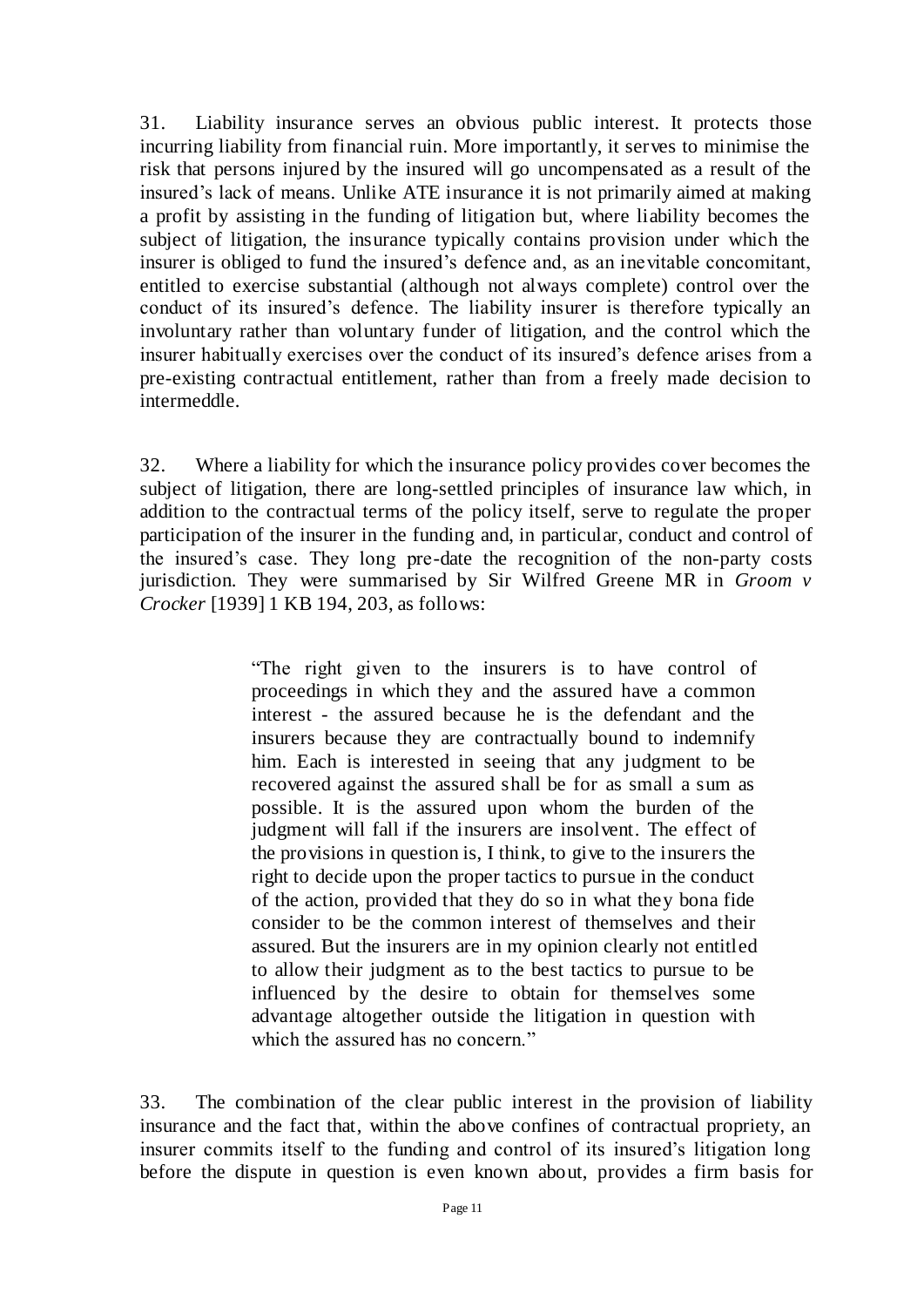31. Liability insurance serves an obvious public interest. It protects those incurring liability from financial ruin. More importantly, it serves to minimise the risk that persons injured by the insured will go uncompensated as a result of the insured's lack of means. Unlike ATE insurance it is not primarily aimed at making a profit by assisting in the funding of litigation but, where liability becomes the subject of litigation, the insurance typically contains provision under which the insurer is obliged to fund the insured's defence and, as an inevitable concomitant, entitled to exercise substantial (although not always complete) control over the conduct of its insured's defence. The liability insurer is therefore typically an involuntary rather than voluntary funder of litigation, and the control which the insurer habitually exercises over the conduct of its insured's defence arises from a pre-existing contractual entitlement, rather than from a freely made decision to intermeddle.

32. Where a liability for which the insurance policy provides cover becomes the subject of litigation, there are long-settled principles of insurance law which, in addition to the contractual terms of the policy itself, serve to regulate the proper participation of the insurer in the funding and, in particular, conduct and control of the insured's case. They long pre-date the recognition of the non-party costs jurisdiction. They were summarised by Sir Wilfred Greene MR in *Groom v Crocker* [1939] 1 KB 194, 203, as follows:

> "The right given to the insurers is to have control of proceedings in which they and the assured have a common interest - the assured because he is the defendant and the insurers because they are contractually bound to indemnify him. Each is interested in seeing that any judgment to be recovered against the assured shall be for as small a sum as possible. It is the assured upon whom the burden of the judgment will fall if the insurers are insolvent. The effect of the provisions in question is, I think, to give to the insurers the right to decide upon the proper tactics to pursue in the conduct of the action, provided that they do so in what they bona fide consider to be the common interest of themselves and their assured. But the insurers are in my opinion clearly not entitled to allow their judgment as to the best tactics to pursue to be influenced by the desire to obtain for themselves some advantage altogether outside the litigation in question with which the assured has no concern."

33. The combination of the clear public interest in the provision of liability insurance and the fact that, within the above confines of contractual propriety, an insurer commits itself to the funding and control of its insured's litigation long before the dispute in question is even known about, provides a firm basis for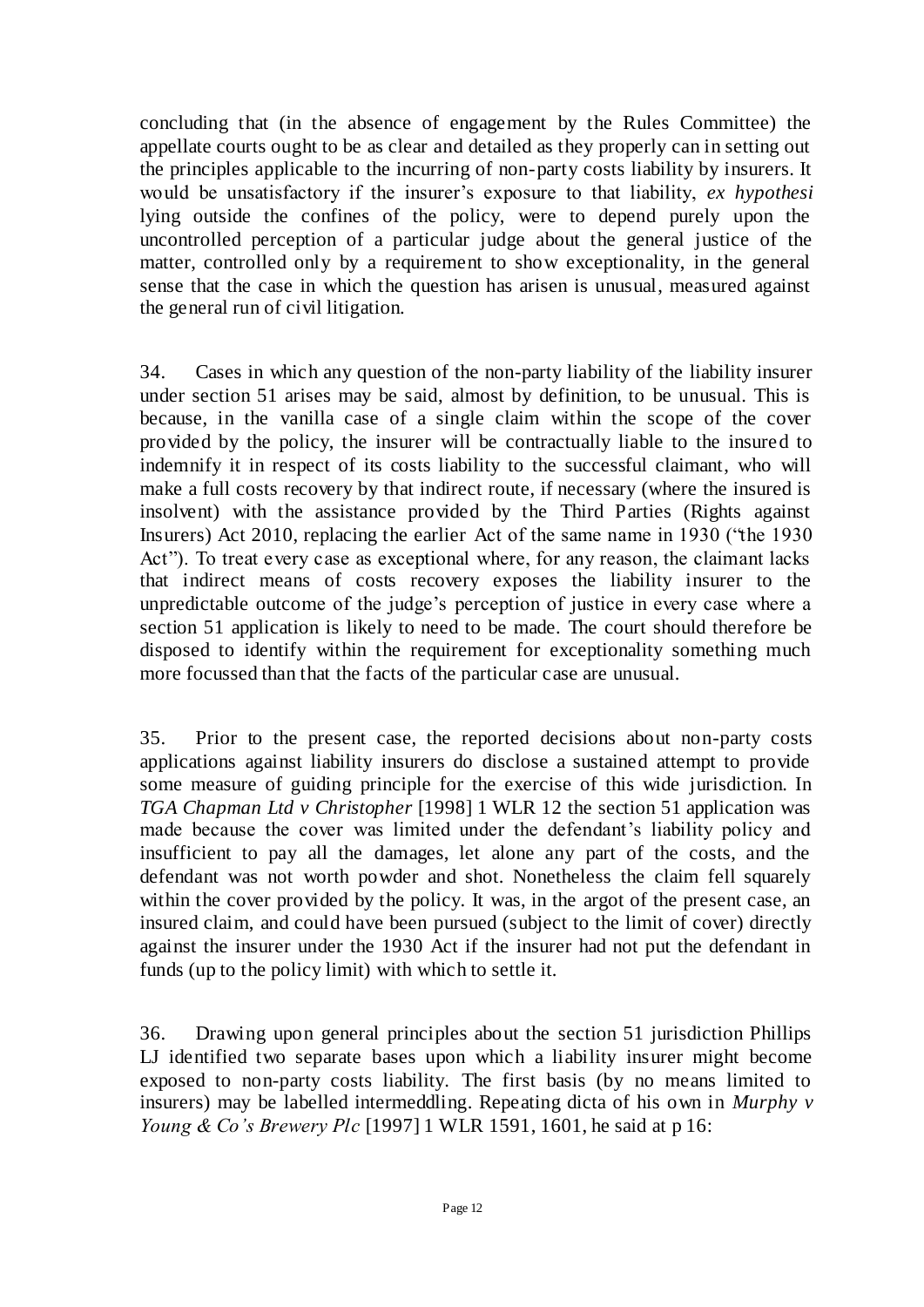concluding that (in the absence of engagement by the Rules Committee) the appellate courts ought to be as clear and detailed as they properly can in setting out the principles applicable to the incurring of non-party costs liability by insurers. It would be unsatisfactory if the insurer's exposure to that liability, *ex hypothesi* lying outside the confines of the policy, were to depend purely upon the uncontrolled perception of a particular judge about the general justice of the matter, controlled only by a requirement to show exceptionality, in the general sense that the case in which the question has arisen is unusual, measured against the general run of civil litigation.

34. Cases in which any question of the non-party liability of the liability insurer under section 51 arises may be said, almost by definition, to be unusual. This is because, in the vanilla case of a single claim within the scope of the cover provided by the policy, the insurer will be contractually liable to the insured to indemnify it in respect of its costs liability to the successful claimant, who will make a full costs recovery by that indirect route, if necessary (where the insured is insolvent) with the assistance provided by the Third Parties (Rights against Insurers) Act 2010, replacing the earlier Act of the same name in 1930 ("the 1930 Act"). To treat every case as exceptional where, for any reason, the claimant lacks that indirect means of costs recovery exposes the liability insurer to the unpredictable outcome of the judge's perception of justice in every case where a section 51 application is likely to need to be made. The court should therefore be disposed to identify within the requirement for exceptionality something much more focussed than that the facts of the particular case are unusual.

35. Prior to the present case, the reported decisions about non-party costs applications against liability insurers do disclose a sustained attempt to provide some measure of guiding principle for the exercise of this wide jurisdiction. In *TGA Chapman Ltd v Christopher* [1998] 1 WLR 12 the section 51 application was made because the cover was limited under the defendant's liability policy and insufficient to pay all the damages, let alone any part of the costs, and the defendant was not worth powder and shot. Nonetheless the claim fell squarely within the cover provided by the policy. It was, in the argot of the present case, an insured claim, and could have been pursued (subject to the limit of cover) directly against the insurer under the 1930 Act if the insurer had not put the defendant in funds (up to the policy limit) with which to settle it.

36. Drawing upon general principles about the section 51 jurisdiction Phillips LJ identified two separate bases upon which a liability insurer might become exposed to non-party costs liability. The first basis (by no means limited to insurers) may be labelled intermeddling. Repeating dicta of his own in *Murphy v Young & Co's Brewery Plc* [1997] 1 WLR 1591, 1601, he said at p 16: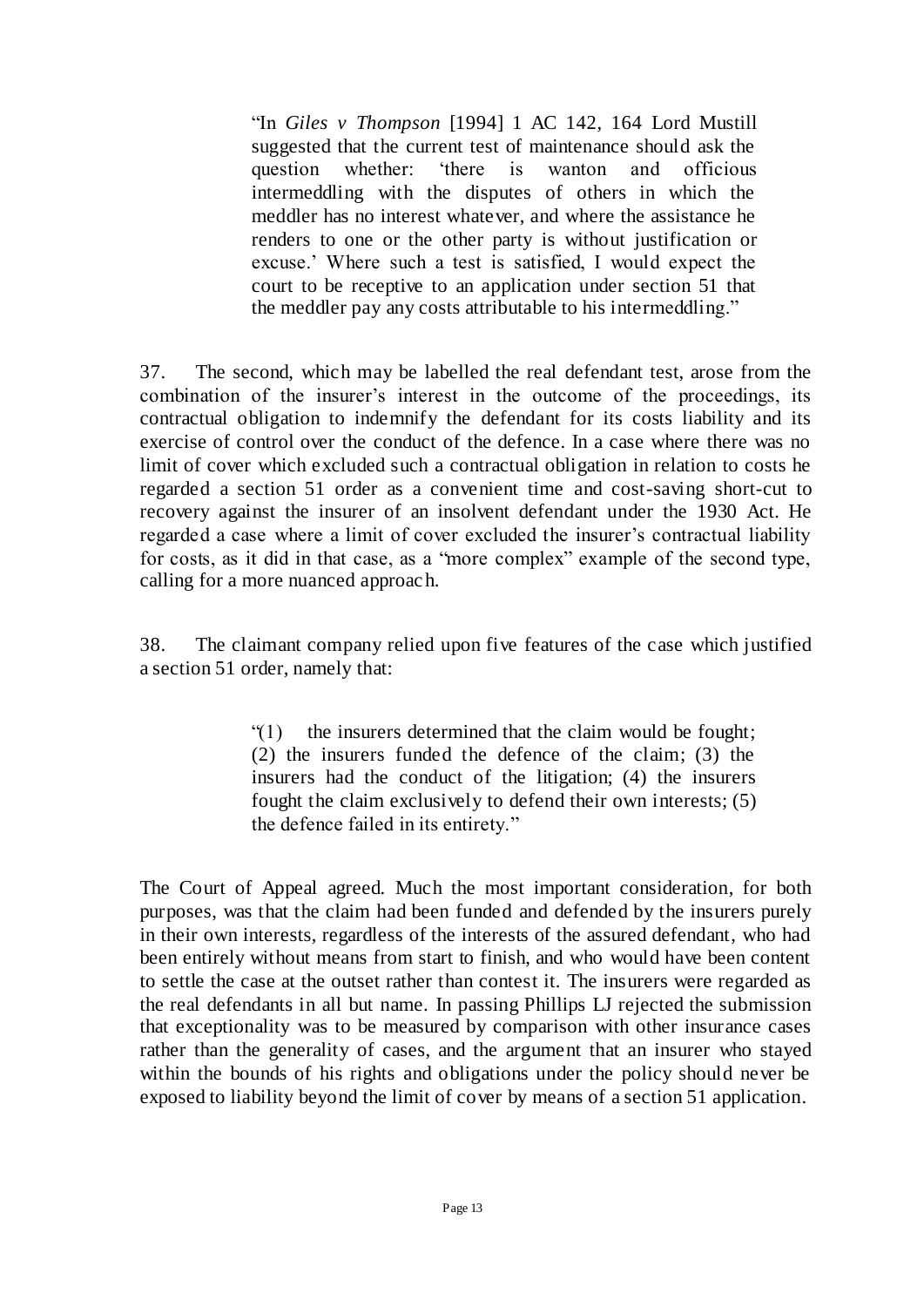> "In *Giles v Thompson* [1994] 1 AC 142, 164 Lord Mustill suggested that the current test of maintenance should ask the question whether: 'there is wanton and officious intermeddling with the disputes of others in which the meddler has no interest whatever, and where the assistance he renders to one or the other party is without justification or excuse.' Where such a test is satisfied, I would expect the court to be receptive to an application under section 51 that the meddler pay any costs attributable to his intermeddling."

37. The second, which may be labelled the real defendant test, arose from the combination of the insurer's interest in the outcome of the proceedings, its contractual obligation to indemnify the defendant for its costs liability and its exercise of control over the conduct of the defence. In a case where there was no limit of cover which excluded such a contractual obligation in relation to costs he regarded a section 51 order as a convenient time and cost-saving short-cut to recovery against the insurer of an insolvent defendant under the 1930 Act. He regarded a case where a limit of cover excluded the insurer's contractual liability for costs, as it did in that case, as a "more complex" example of the second type, calling for a more nuanced approach.

38. The claimant company relied upon five features of the case which justified a section 51 order, namely that:

> "(1) the insurers determined that the claim would be fought; (2) the insurers funded the defence of the claim; (3) the insurers had the conduct of the litigation; (4) the insurers fought the claim exclusively to defend their own interests; (5) the defence failed in its entirety."

The Court of Appeal agreed. Much the most important consideration, for both purposes, was that the claim had been funded and defended by the insurers purely in their own interests, regardless of the interests of the assured defendant, who had been entirely without means from start to finish, and who would have been content to settle the case at the outset rather than contest it. The insurers were regarded as the real defendants in all but name. In passing Phillips LJ rejected the submission that exceptionality was to be measured by comparison with other insurance cases rather than the generality of cases, and the argument that an insurer who stayed within the bounds of his rights and obligations under the policy should never be exposed to liability beyond the limit of cover by means of a section 51 application.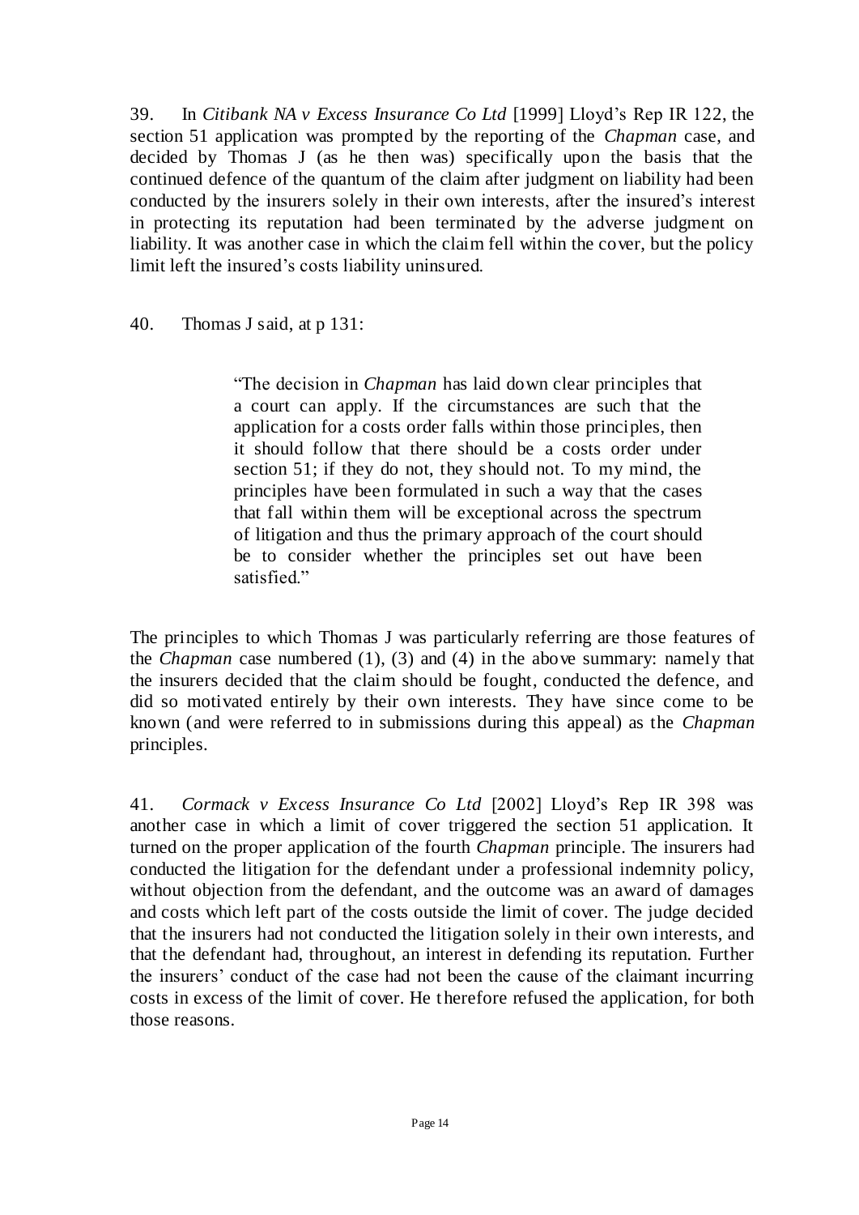39. In *Citibank NA v Excess Insurance Co Ltd* [1999] Lloyd's Rep IR 122, the section 51 application was prompted by the reporting of the *Chapman* case, and decided by Thomas J (as he then was) specifically upon the basis that the continued defence of the quantum of the claim after judgment on liability had been conducted by the insurers solely in their own interests, after the insured's interest in protecting its reputation had been terminated by the adverse judgment on liability. It was another case in which the claim fell within the cover, but the policy limit left the insured's costs liability uninsured.

40. Thomas J said, at p 131:

> "The decision in *Chapman* has laid down clear principles that a court can apply. If the circumstances are such that the application for a costs order falls within those principles, then it should follow that there should be a costs order under section 51; if they do not, they should not. To my mind, the principles have been formulated in such a way that the cases that fall within them will be exceptional across the spectrum of litigation and thus the primary approach of the court should be to consider whether the principles set out have been satisfied."

The principles to which Thomas J was particularly referring are those features of the *Chapman* case numbered (1), (3) and (4) in the above summary: namely that the insurers decided that the claim should be fought, conducted the defence, and did so motivated entirely by their own interests. They have since come to be known (and were referred to in submissions during this appeal) as the *Chapman* principles.

41. *Cormack v Excess Insurance Co Ltd* [2002] Lloyd's Rep IR 398 was another case in which a limit of cover triggered the section 51 application. It turned on the proper application of the fourth *Chapman* principle. The insurers had conducted the litigation for the defendant under a professional indemnity policy, without objection from the defendant, and the outcome was an award of damages and costs which left part of the costs outside the limit of cover. The judge decided that the insurers had not conducted the litigation solely in their own interests, and that the defendant had, throughout, an interest in defending its reputation. Further the insurers' conduct of the case had not been the cause of the claimant incurring costs in excess of the limit of cover. He therefore refused the application, for both those reasons.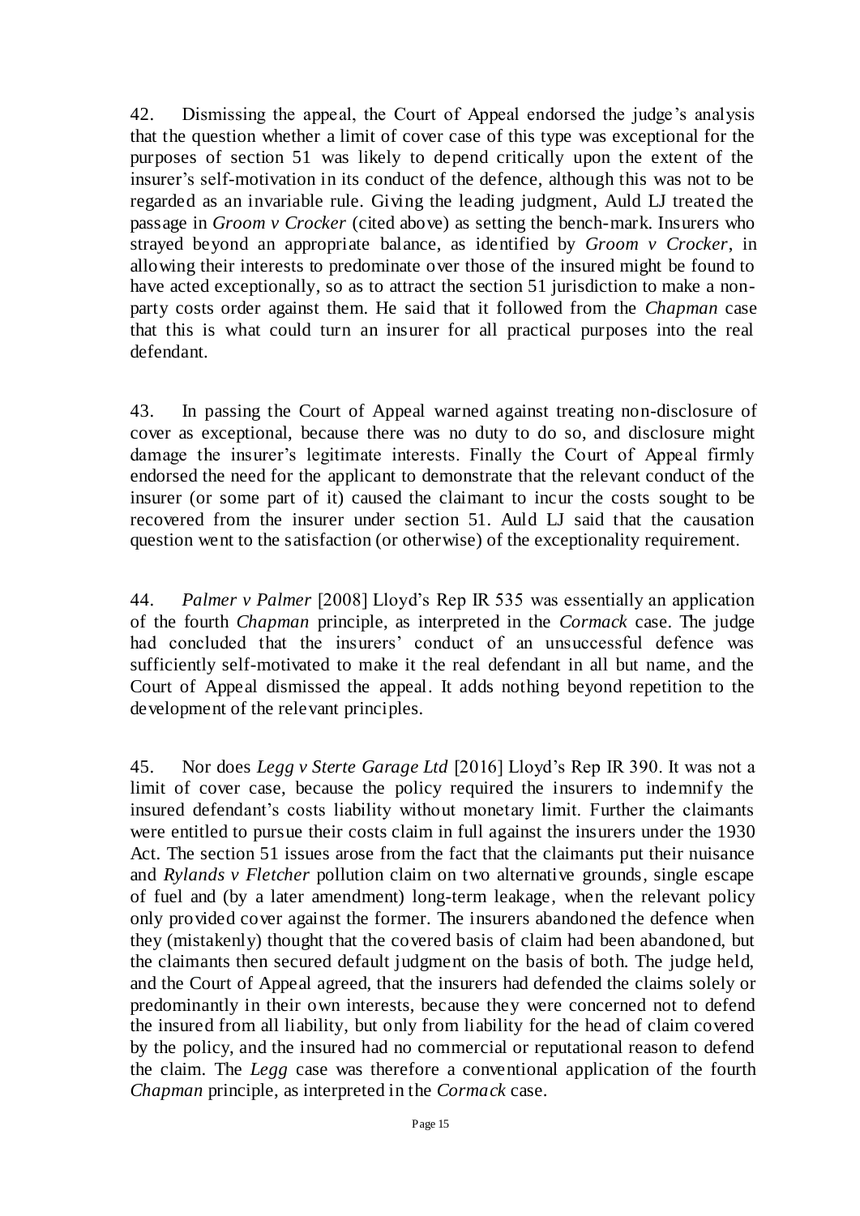42. Dismissing the appeal, the Court of Appeal endorsed the judge's analysis that the question whether a limit of cover case of this type was exceptional for the purposes of section 51 was likely to depend critically upon the extent of the insurer's self-motivation in its conduct of the defence, although this was not to be regarded as an invariable rule. Giving the leading judgment, Auld LJ treated the passage in *Groom v Crocker* (cited above) as setting the bench-mark. Insurers who strayed beyond an appropriate balance, as identified by *Groom v Crocker*, in allowing their interests to predominate over those of the insured might be found to have acted exceptionally, so as to attract the section 51 jurisdiction to make a non-party costs order against them. He said that it followed from the *Chapman* case that this is what could turn an insurer for all practical purposes into the real defendant.

43. In passing the Court of Appeal warned against treating non-disclosure of cover as exceptional, because there was no duty to do so, and disclosure might damage the insurer's legitimate interests. Finally the Court of Appeal firmly endorsed the need for the applicant to demonstrate that the relevant conduct of the insurer (or some part of it) caused the claimant to incur the costs sought to be recovered from the insurer under section 51. Auld LJ said that the causation question went to the satisfaction (or otherwise) of the exceptionality requirement.

44. *Palmer v Palmer* [2008] Lloyd's Rep IR 535 was essentially an application of the fourth *Chapman* principle, as interpreted in the *Cormack* case. The judge had concluded that the insurers' conduct of an unsuccessful defence was sufficiently self-motivated to make it the real defendant in all but name, and the Court of Appeal dismissed the appeal. It adds nothing beyond repetition to the development of the relevant principles.

45. Nor does *Legg v Sterte Garage Ltd* [2016] Lloyd's Rep IR 390. It was not a limit of cover case, because the policy required the insurers to indemnify the insured defendant's costs liability without monetary limit. Further the claimants were entitled to pursue their costs claim in full against the insurers under the 1930 Act. The section 51 issues arose from the fact that the claimants put their nuisance and *Rylands v Fletcher* pollution claim on two alternative grounds, single escape of fuel and (by a later amendment) long-term leakage, when the relevant policy only provided cover against the former. The insurers abandoned the defence when they (mistakenly) thought that the covered basis of claim had been abandoned, but the claimants then secured default judgment on the basis of both. The judge held, and the Court of Appeal agreed, that the insurers had defended the claims solely or predominantly in their own interests, because they were concerned not to defend the insured from all liability, but only from liability for the head of claim covered by the policy, and the insured had no commercial or reputational reason to defend the claim. The *Legg* case was therefore a conventional application of the fourth *Chapman* principle, as interpreted in the *Cormack* case.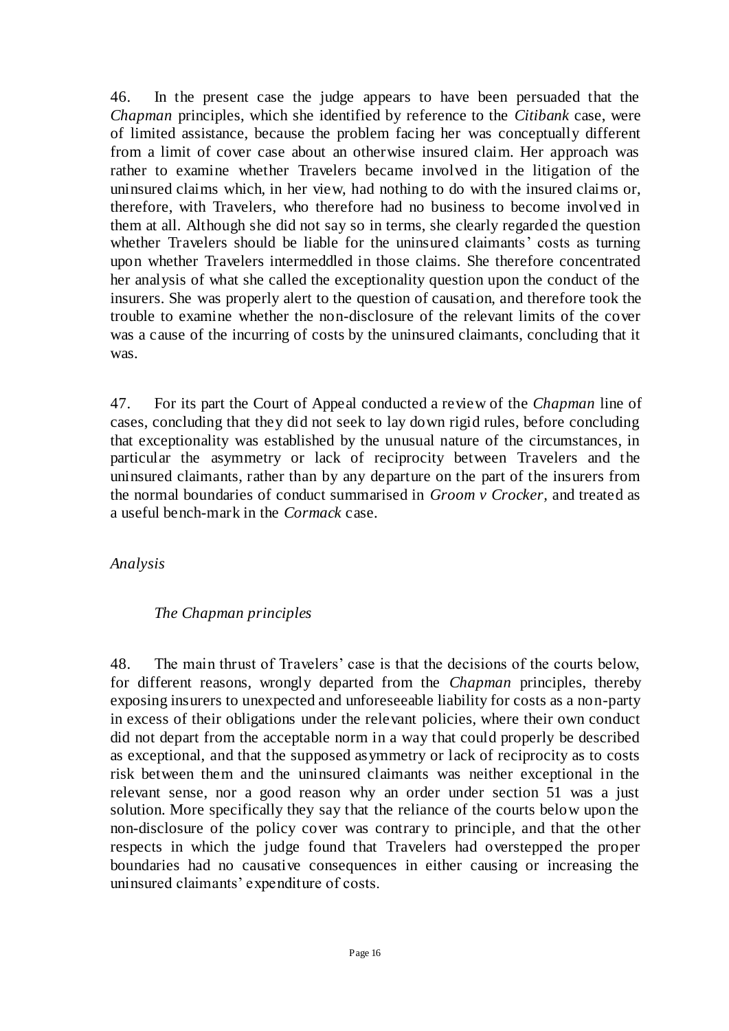46. In the present case the judge appears to have been persuaded that the *Chapman* principles, which she identified by reference to the *Citibank* case, were of limited assistance, because the problem facing her was conceptually different from a limit of cover case about an otherwise insured claim. Her approach was rather to examine whether Travelers became involved in the litigation of the uninsured claims which, in her view, had nothing to do with the insured claims or, therefore, with Travelers, who therefore had no business to become involved in them at all. Although she did not say so in terms, she clearly regarded the question whether Travelers should be liable for the uninsured claimants' costs as turning upon whether Travelers intermeddled in those claims. She therefore concentrated her analysis of what she called the exceptionality question upon the conduct of the insurers. She was properly alert to the question of causation, and therefore took the trouble to examine whether the non-disclosure of the relevant limits of the cover was a cause of the incurring of costs by the uninsured claimants, concluding that it was.

47. For its part the Court of Appeal conducted a review of the *Chapman* line of cases, concluding that they did not seek to lay down rigid rules, before concluding that exceptionality was established by the unusual nature of the circumstances, in particular the asymmetry or lack of reciprocity between Travelers and the uninsured claimants, rather than by any departure on the part of the insurers from the normal boundaries of conduct summarised in *Groom v Crocker*, and treated as a useful bench-mark in the *Cormack* case.

*Analysis*

*The Chapman principles*

48. The main thrust of Travelers' case is that the decisions of the courts below, for different reasons, wrongly departed from the *Chapman* principles, thereby exposing insurers to unexpected and unforeseeable liability for costs as a non-party in excess of their obligations under the relevant policies, where their own conduct did not depart from the acceptable norm in a way that could properly be described as exceptional, and that the supposed asymmetry or lack of reciprocity as to costs risk between them and the uninsured claimants was neither exceptional in the relevant sense, nor a good reason why an order under section 51 was a just solution. More specifically they say that the reliance of the courts below upon the non-disclosure of the policy cover was contrary to principle, and that the other respects in which the judge found that Travelers had overstepped the proper boundaries had no causative consequences in either causing or increasing the uninsured claimants' expenditure of costs.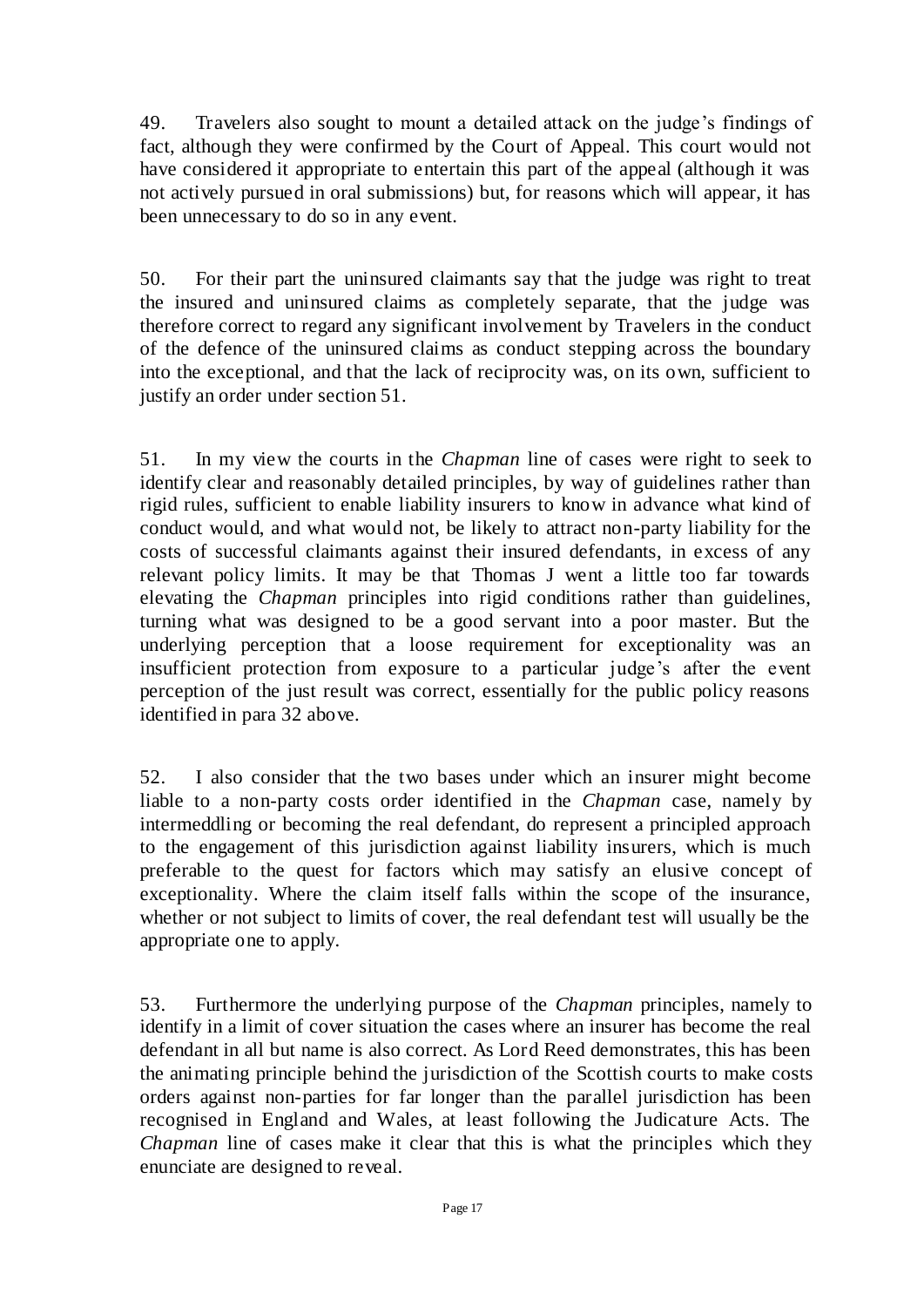49. Travelers also sought to mount a detailed attack on the judge's findings of fact, although they were confirmed by the Court of Appeal. This court would not have considered it appropriate to entertain this part of the appeal (although it was not actively pursued in oral submissions) but, for reasons which will appear, it has been unnecessary to do so in any event.

50. For their part the uninsured claimants say that the judge was right to treat the insured and uninsured claims as completely separate, that the judge was therefore correct to regard any significant involvement by Travelers in the conduct of the defence of the uninsured claims as conduct stepping across the boundary into the exceptional, and that the lack of reciprocity was, on its own, sufficient to justify an order under section 51.

51. In my view the courts in the *Chapman* line of cases were right to seek to identify clear and reasonably detailed principles, by way of guidelines rather than rigid rules, sufficient to enable liability insurers to know in advance what kind of conduct would, and what would not, be likely to attract non-party liability for the costs of successful claimants against their insured defendants, in excess of any relevant policy limits. It may be that Thomas J went a little too far towards elevating the *Chapman* principles into rigid conditions rather than guidelines, turning what was designed to be a good servant into a poor master. But the underlying perception that a loose requirement for exceptionality was an insufficient protection from exposure to a particular judge's after the event perception of the just result was correct, essentially for the public policy reasons identified in para 32 above.

52. I also consider that the two bases under which an insurer might become liable to a non-party costs order identified in the *Chapman* case, namely by intermeddling or becoming the real defendant, do represent a principled approach to the engagement of this jurisdiction against liability insurers, which is much preferable to the quest for factors which may satisfy an elusive concept of exceptionality. Where the claim itself falls within the scope of the insurance, whether or not subject to limits of cover, the real defendant test will usually be the appropriate one to apply.

53. Furthermore the underlying purpose of the *Chapman* principles, namely to identify in a limit of cover situation the cases where an insurer has become the real defendant in all but name is also correct. As Lord Reed demonstrates, this has been the animating principle behind the jurisdiction of the Scottish courts to make costs orders against non-parties for far longer than the parallel jurisdiction has been recognised in England and Wales, at least following the Judicature Acts. The *Chapman* line of cases make it clear that this is what the principles which they enunciate are designed to reveal.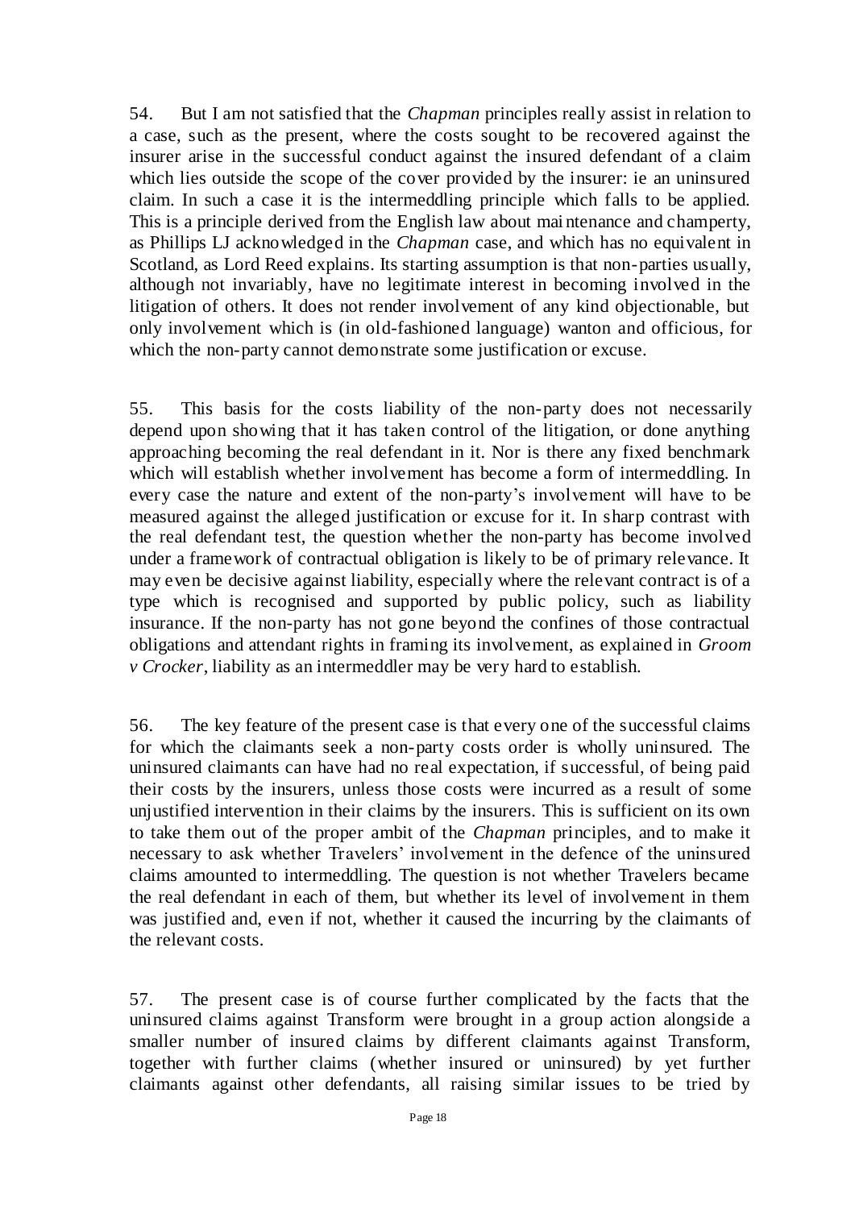54. But I am not satisfied that the *Chapman* principles really assist in relation to a case, such as the present, where the costs sought to be recovered against the insurer arise in the successful conduct against the insured defendant of a claim which lies outside the scope of the cover provided by the insurer: ie an uninsured claim. In such a case it is the intermeddling principle which falls to be applied. This is a principle derived from the English law about maintenance and champerty, as Phillips LJ acknowledged in the *Chapman* case, and which has no equivalent in Scotland, as Lord Reed explains. Its starting assumption is that non-parties usually, although not invariably, have no legitimate interest in becoming involved in the litigation of others. It does not render involvement of any kind objectionable, but only involvement which is (in old-fashioned language) wanton and officious, for which the non-party cannot demonstrate some justification or excuse.

55. This basis for the costs liability of the non-party does not necessarily depend upon showing that it has taken control of the litigation, or done anything approaching becoming the real defendant in it. Nor is there any fixed benchmark which will establish whether involvement has become a form of intermeddling. In every case the nature and extent of the non-party's involvement will have to be measured against the alleged justification or excuse for it. In sharp contrast with the real defendant test, the question whether the non-party has become involved under a framework of contractual obligation is likely to be of primary relevance. It may even be decisive against liability, especially where the relevant contract is of a type which is recognised and supported by public policy, such as liability insurance. If the non-party has not gone beyond the confines of those contractual obligations and attendant rights in framing its involvement, as explained in *Groom v Crocker*, liability as an intermeddler may be very hard to establish.

56. The key feature of the present case is that every one of the successful claims for which the claimants seek a non-party costs order is wholly uninsured. The uninsured claimants can have had no real expectation, if successful, of being paid their costs by the insurers, unless those costs were incurred as a result of some unjustified intervention in their claims by the insurers. This is sufficient on its own to take them out of the proper ambit of the *Chapman* principles, and to make it necessary to ask whether Travelers' involvement in the defence of the uninsured claims amounted to intermeddling. The question is not whether Travelers became the real defendant in each of them, but whether its level of involvement in them was justified and, even if not, whether it caused the incurring by the claimants of the relevant costs.

57. The present case is of course further complicated by the facts that the uninsured claims against Transform were brought in a group action alongside a smaller number of insured claims by different claimants against Transform, together with further claims (whether insured or uninsured) by yet further claimants against other defendants, all raising similar issues to be tried by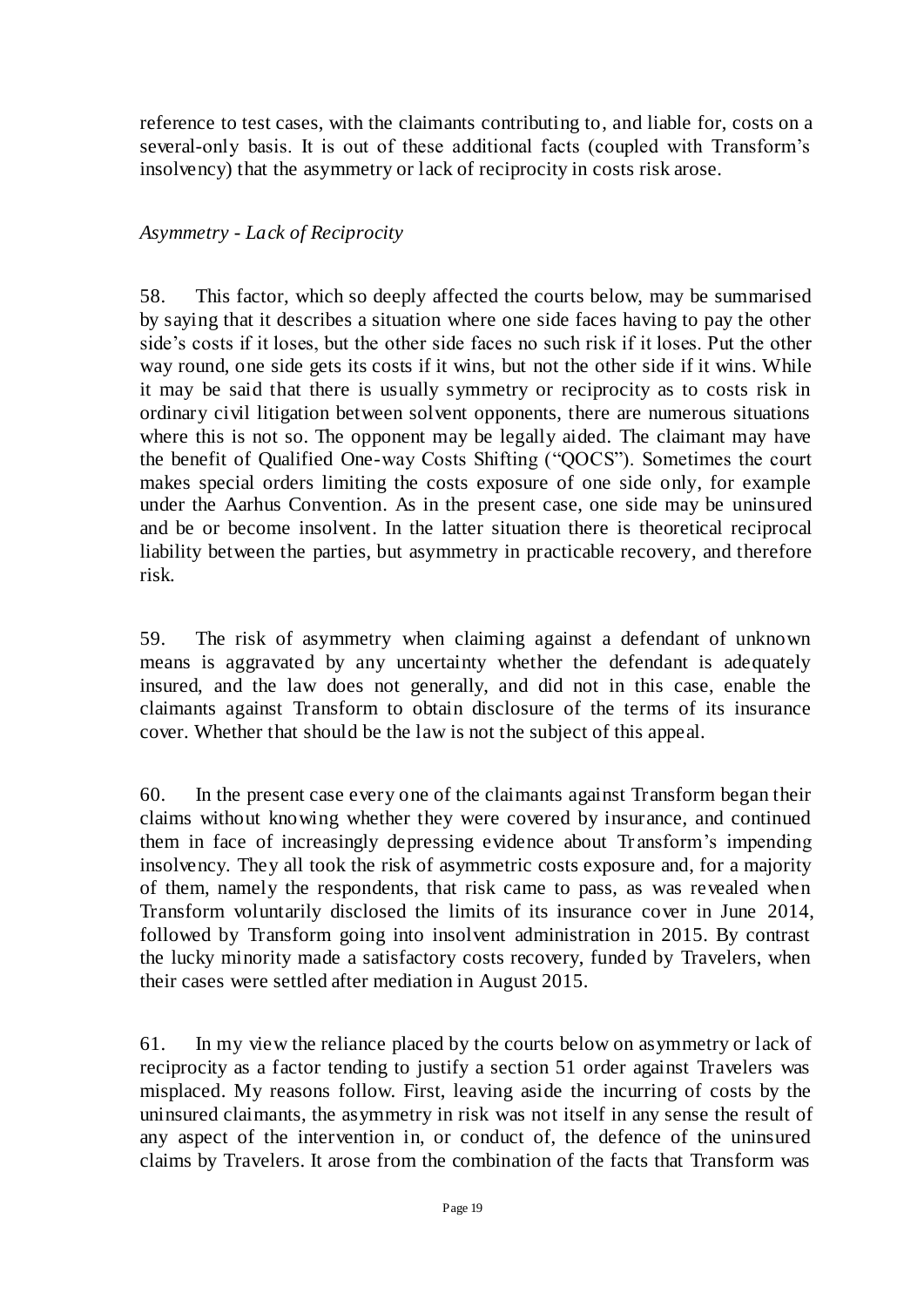reference to test cases, with the claimants contributing to, and liable for, costs on a several-only basis. It is out of these additional facts (coupled with Transform's insolvency) that the asymmetry or lack of reciprocity in costs risk arose.

### *Asymmetry - Lack of Reciprocity*

58. This factor, which so deeply affected the courts below, may be summarised by saying that it describes a situation where one side faces having to pay the other side's costs if it loses, but the other side faces no such risk if it loses. Put the other way round, one side gets its costs if it wins, but not the other side if it wins. While it may be said that there is usually symmetry or reciprocity as to costs risk in ordinary civil litigation between solvent opponents, there are numerous situations where this is not so. The opponent may be legally aided. The claimant may have the benefit of Qualified One-way Costs Shifting ("QOCS"). Sometimes the court makes special orders limiting the costs exposure of one side only, for example under the Aarhus Convention. As in the present case, one side may be uninsured and be or become insolvent. In the latter situation there is theoretical reciprocal liability between the parties, but asymmetry in practicable recovery, and therefore risk.

59. The risk of asymmetry when claiming against a defendant of unknown means is aggravated by any uncertainty whether the defendant is adequately insured, and the law does not generally, and did not in this case, enable the claimants against Transform to obtain disclosure of the terms of its insurance cover. Whether that should be the law is not the subject of this appeal.

60. In the present case every one of the claimants against Transform began their claims without knowing whether they were covered by insurance, and continued them in face of increasingly depressing evidence about Transform's impending insolvency. They all took the risk of asymmetric costs exposure and, for a majority of them, namely the respondents, that risk came to pass, as was revealed when Transform voluntarily disclosed the limits of its insurance cover in June 2014, followed by Transform going into insolvent administration in 2015. By contrast the lucky minority made a satisfactory costs recovery, funded by Travelers, when their cases were settled after mediation in August 2015.

61. In my view the reliance placed by the courts below on asymmetry or lack of reciprocity as a factor tending to justify a section 51 order against Travelers was misplaced. My reasons follow. First, leaving aside the incurring of costs by the uninsured claimants, the asymmetry in risk was not itself in any sense the result of any aspect of the intervention in, or conduct of, the defence of the uninsured claims by Travelers. It arose from the combination of the facts that Transform was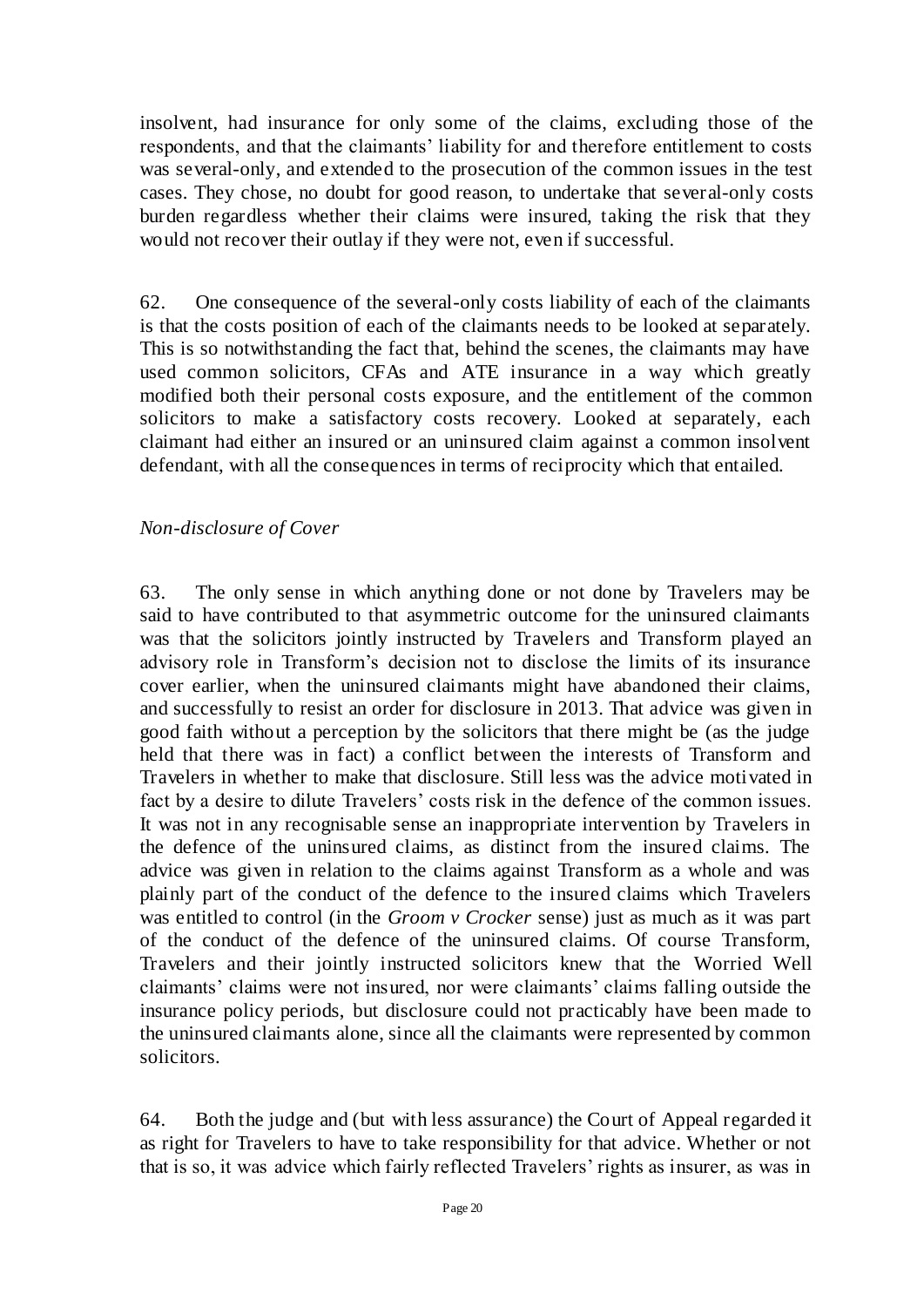insolvent, had insurance for only some of the claims, excluding those of the respondents, and that the claimants' liability for and therefore entitlement to costs was several-only, and extended to the prosecution of the common issues in the test cases. They chose, no doubt for good reason, to undertake that several-only costs burden regardless whether their claims were insured, taking the risk that they would not recover their outlay if they were not, even if successful.

62. One consequence of the several-only costs liability of each of the claimants is that the costs position of each of the claimants needs to be looked at separately. This is so notwithstanding the fact that, behind the scenes, the claimants may have used common solicitors, CFAs and ATE insurance in a way which greatly modified both their personal costs exposure, and the entitlement of the common solicitors to make a satisfactory costs recovery. Looked at separately, each claimant had either an insured or an uninsured claim against a common insolvent defendant, with all the consequences in terms of reciprocity which that entailed.

*Non-disclosure of Cover*

63. The only sense in which anything done or not done by Travelers may be said to have contributed to that asymmetric outcome for the uninsured claimants was that the solicitors jointly instructed by Travelers and Transform played an advisory role in Transform's decision not to disclose the limits of its insurance cover earlier, when the uninsured claimants might have abandoned their claims, and successfully to resist an order for disclosure in 2013. That advice was given in good faith without a perception by the solicitors that there might be (as the judge held that there was in fact) a conflict between the interests of Transform and Travelers in whether to make that disclosure. Still less was the advice motivated in fact by a desire to dilute Travelers' costs risk in the defence of the common issues. It was not in any recognisable sense an inappropriate intervention by Travelers in the defence of the uninsured claims, as distinct from the insured claims. The advice was given in relation to the claims against Transform as a whole and was plainly part of the conduct of the defence to the insured claims which Travelers was entitled to control (in the *Groom v Crocker* sense) just as much as it was part of the conduct of the defence of the uninsured claims. Of course Transform, Travelers and their jointly instructed solicitors knew that the Worried Well claimants' claims were not insured, nor were claimants' claims falling outside the insurance policy periods, but disclosure could not practicably have been made to the uninsured claimants alone, since all the claimants were represented by common solicitors.

64. Both the judge and (but with less assurance) the Court of Appeal regarded it as right for Travelers to have to take responsibility for that advice. Whether or not that is so, it was advice which fairly reflected Travelers' rights as insurer, as was in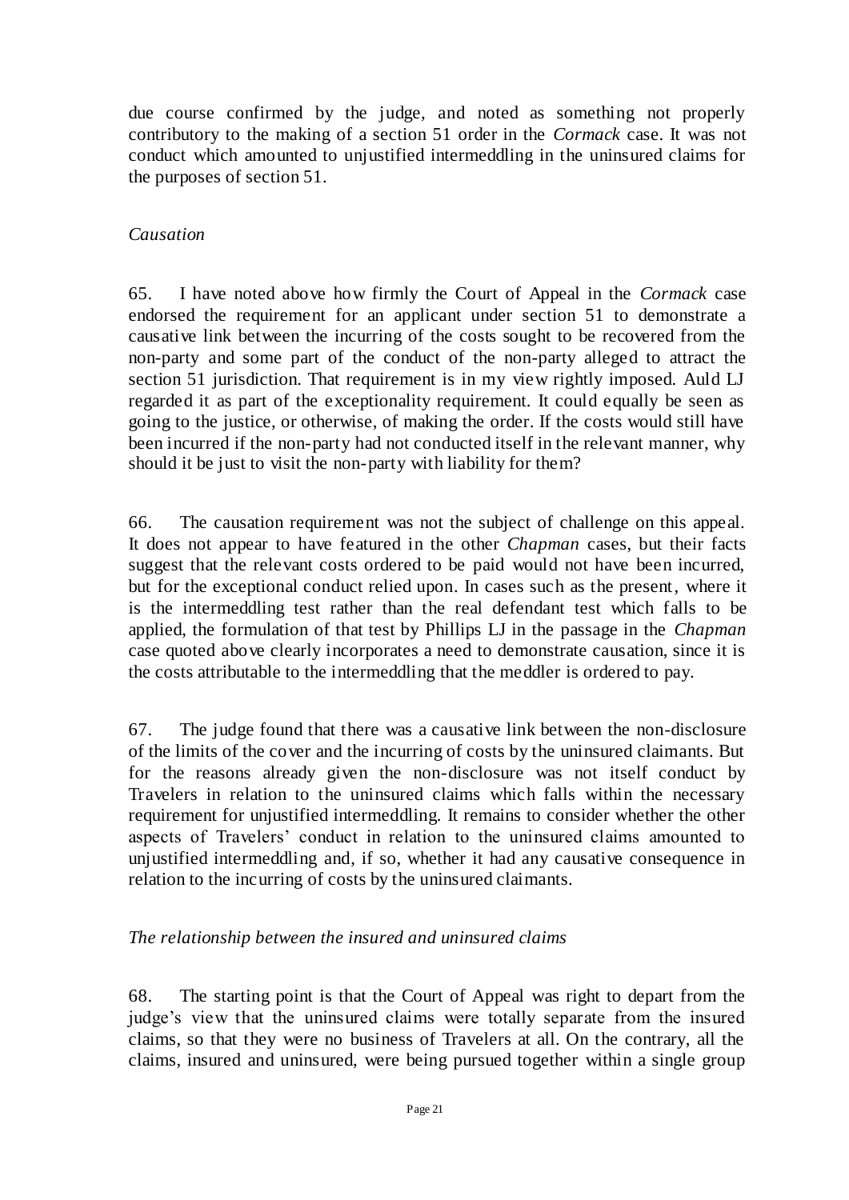due course confirmed by the judge, and noted as something not properly contributory to the making of a section 51 order in the *Cormack* case. It was not conduct which amounted to unjustified intermeddling in the uninsured claims for the purposes of section 51.

*Causation*

65. I have noted above how firmly the Court of Appeal in the *Cormack* case endorsed the requirement for an applicant under section 51 to demonstrate a causative link between the incurring of the costs sought to be recovered from the non-party and some part of the conduct of the non-party alleged to attract the section 51 jurisdiction. That requirement is in my view rightly imposed. Auld LJ regarded it as part of the exceptionality requirement. It could equally be seen as going to the justice, or otherwise, of making the order. If the costs would still have been incurred if the non-party had not conducted itself in the relevant manner, why should it be just to visit the non-party with liability for them?

66. The causation requirement was not the subject of challenge on this appeal. It does not appear to have featured in the other *Chapman* cases, but their facts suggest that the relevant costs ordered to be paid would not have been incurred, but for the exceptional conduct relied upon. In cases such as the present, where it is the intermeddling test rather than the real defendant test which falls to be applied, the formulation of that test by Phillips LJ in the passage in the *Chapman* case quoted above clearly incorporates a need to demonstrate causation, since it is the costs attributable to the intermeddling that the meddler is ordered to pay.

67. The judge found that there was a causative link between the non-disclosure of the limits of the cover and the incurring of costs by the uninsured claimants. But for the reasons already given the non-disclosure was not itself conduct by Travelers in relation to the uninsured claims which falls within the necessary requirement for unjustified intermeddling. It remains to consider whether the other aspects of Travelers' conduct in relation to the uninsured claims amounted to unjustified intermeddling and, if so, whether it had any causative consequence in relation to the incurring of costs by the uninsured claimants.

*The relationship between the insured and uninsured claims*

68. The starting point is that the Court of Appeal was right to depart from the judge's view that the uninsured claims were totally separate from the insured claims, so that they were no business of Travelers at all. On the contrary, all the claims, insured and uninsured, were being pursued together within a single group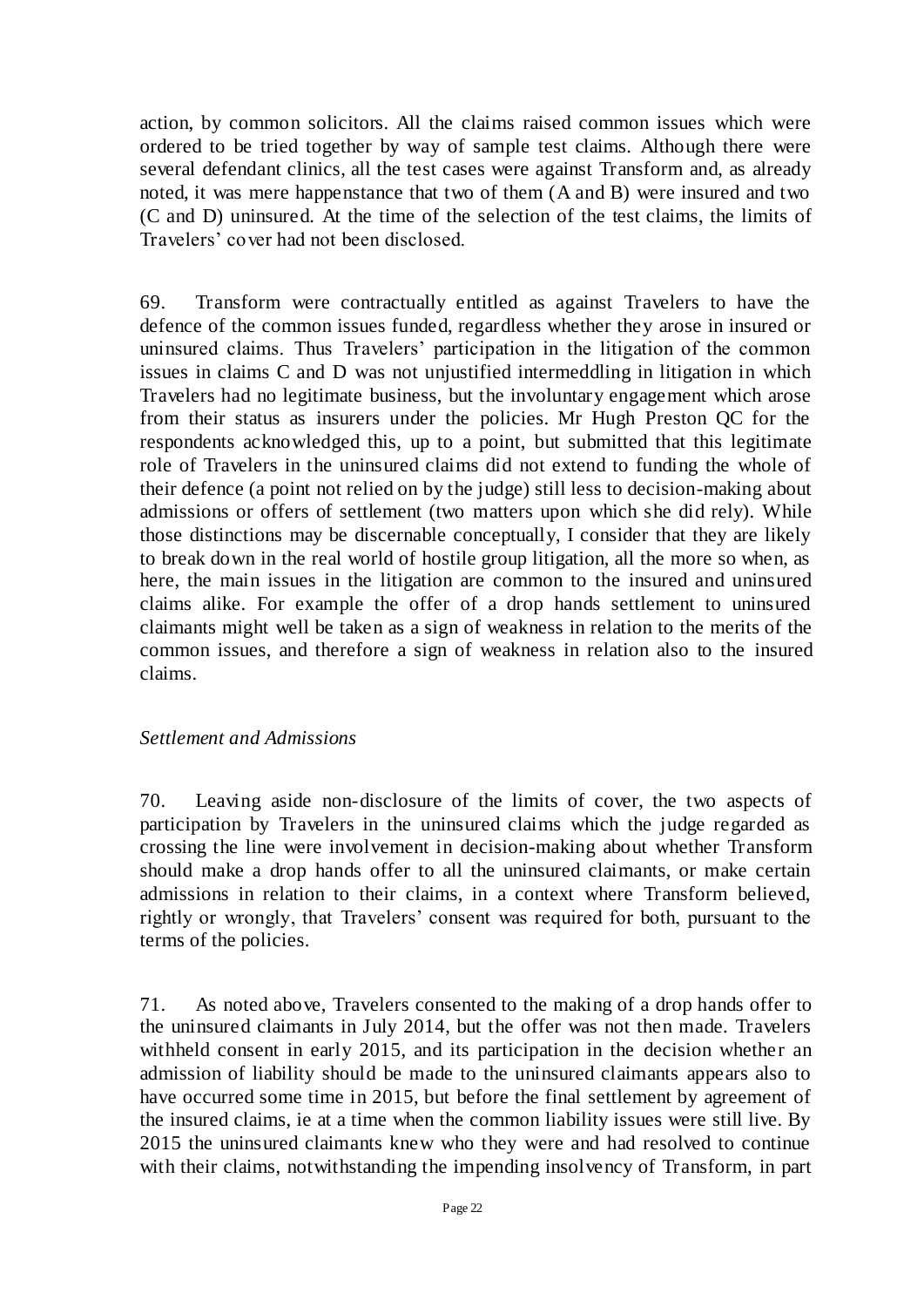action, by common solicitors. All the claims raised common issues which were ordered to be tried together by way of sample test claims. Although there were several defendant clinics, all the test cases were against Transform and, as already noted, it was mere happenstance that two of them (A and B) were insured and two (C and D) uninsured. At the time of the selection of the test claims, the limits of Travelers' cover had not been disclosed.

69. Transform were contractually entitled as against Travelers to have the defence of the common issues funded, regardless whether they arose in insured or uninsured claims. Thus Travelers' participation in the litigation of the common issues in claims C and D was not unjustified intermeddling in litigation in which Travelers had no legitimate business, but the involuntary engagement which arose from their status as insurers under the policies. Mr Hugh Preston QC for the respondents acknowledged this, up to a point, but submitted that this legitimate role of Travelers in the uninsured claims did not extend to funding the whole of their defence (a point not relied on by the judge) still less to decision-making about admissions or offers of settlement (two matters upon which she did rely). While those distinctions may be discernable conceptually, I consider that they are likely to break down in the real world of hostile group litigation, all the more so when, as here, the main issues in the litigation are common to the insured and uninsured claims alike. For example the offer of a drop hands settlement to uninsured claimants might well be taken as a sign of weakness in relation to the merits of the common issues, and therefore a sign of weakness in relation also to the insured claims.

*Settlement and Admissions*

70. Leaving aside non-disclosure of the limits of cover, the two aspects of participation by Travelers in the uninsured claims which the judge regarded as crossing the line were involvement in decision-making about whether Transform should make a drop hands offer to all the uninsured claimants, or make certain admissions in relation to their claims, in a context where Transform believed, rightly or wrongly, that Travelers' consent was required for both, pursuant to the terms of the policies.

71. As noted above, Travelers consented to the making of a drop hands offer to the uninsured claimants in July 2014, but the offer was not then made. Travelers withheld consent in early 2015, and its participation in the decision whether an admission of liability should be made to the uninsured claimants appears also to have occurred some time in 2015, but before the final settlement by agreement of the insured claims, ie at a time when the common liability issues were still live. By 2015 the uninsured claimants knew who they were and had resolved to continue with their claims, notwithstanding the impending insolvency of Transform, in part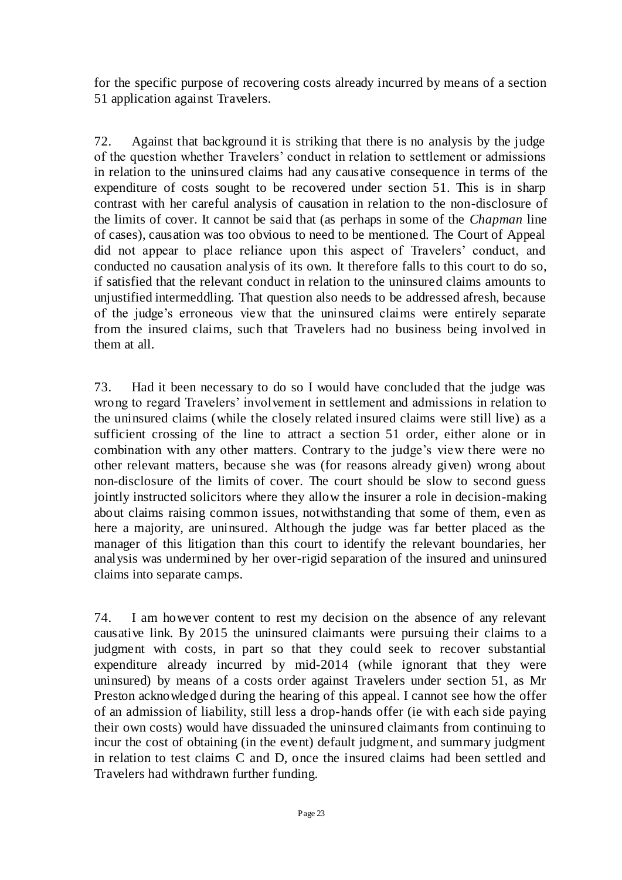for the specific purpose of recovering costs already incurred by means of a section 51 application against Travelers.

72. Against that background it is striking that there is no analysis by the judge of the question whether Travelers' conduct in relation to settlement or admissions in relation to the uninsured claims had any causative consequence in terms of the expenditure of costs sought to be recovered under section 51. This is in sharp contrast with her careful analysis of causation in relation to the non-disclosure of the limits of cover. It cannot be said that (as perhaps in some of the *Chapman* line of cases), causation was too obvious to need to be mentioned. The Court of Appeal did not appear to place reliance upon this aspect of Travelers' conduct, and conducted no causation analysis of its own. It therefore falls to this court to do so, if satisfied that the relevant conduct in relation to the uninsured claims amounts to unjustified intermeddling. That question also needs to be addressed afresh, because of the judge's erroneous view that the uninsured claims were entirely separate from the insured claims, such that Travelers had no business being involved in them at all.

73. Had it been necessary to do so I would have concluded that the judge was wrong to regard Travelers' involvement in settlement and admissions in relation to the uninsured claims (while the closely related insured claims were still live) as a sufficient crossing of the line to attract a section 51 order, either alone or in combination with any other matters. Contrary to the judge's view there were no other relevant matters, because she was (for reasons already given) wrong about non-disclosure of the limits of cover. The court should be slow to second guess jointly instructed solicitors where they allow the insurer a role in decision-making about claims raising common issues, notwithstanding that some of them, even as here a majority, are uninsured. Although the judge was far better placed as the manager of this litigation than this court to identify the relevant boundaries, her analysis was undermined by her over-rigid separation of the insured and uninsured claims into separate camps.

74. I am however content to rest my decision on the absence of any relevant causative link. By 2015 the uninsured claimants were pursuing their claims to a judgment with costs, in part so that they could seek to recover substantial expenditure already incurred by mid-2014 (while ignorant that they were uninsured) by means of a costs order against Travelers under section 51, as Mr Preston acknowledged during the hearing of this appeal. I cannot see how the offer of an admission of liability, still less a drop-hands offer (ie with each side paying their own costs) would have dissuaded the uninsured claimants from continuing to incur the cost of obtaining (in the event) default judgment, and summary judgment in relation to test claims C and D, once the insured claims had been settled and Travelers had withdrawn further funding.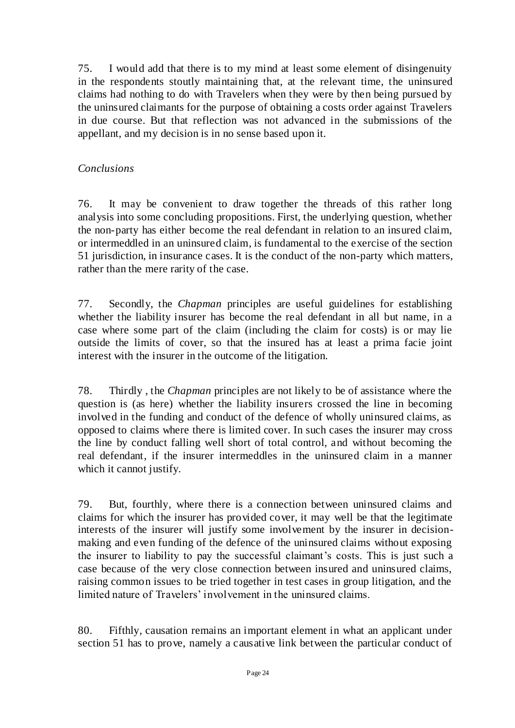75. I would add that there is to my mind at least some element of disingenuity in the respondents stoutly maintaining that, at the relevant time, the uninsured claims had nothing to do with Travelers when they were by then being pursued by the uninsured claimants for the purpose of obtaining a costs order against Travelers in due course. But that reflection was not advanced in the submissions of the appellant, and my decision is in no sense based upon it.

*Conclusions*

76. It may be convenient to draw together the threads of this rather long analysis into some concluding propositions. First, the underlying question, whether the non-party has either become the real defendant in relation to an insured claim, or intermeddled in an uninsured claim, is fundamental to the exercise of the section 51 jurisdiction, in insurance cases. It is the conduct of the non-party which matters, rather than the mere rarity of the case.

77. Secondly, the *Chapman* principles are useful guidelines for establishing whether the liability insurer has become the real defendant in all but name, in a case where some part of the claim (including the claim for costs) is or may lie outside the limits of cover, so that the insured has at least a prima facie joint interest with the insurer in the outcome of the litigation.

78. Thirdly , the *Chapman* principles are not likely to be of assistance where the question is (as here) whether the liability insurers crossed the line in becoming involved in the funding and conduct of the defence of wholly uninsured claims, as opposed to claims where there is limited cover. In such cases the insurer may cross the line by conduct falling well short of total control, and without becoming the real defendant, if the insurer intermeddles in the uninsured claim in a manner which it cannot justify.

79. But, fourthly, where there is a connection between uninsured claims and claims for which the insurer has provided cover, it may well be that the legitimate interests of the insurer will justify some involvement by the insurer in decision-making and even funding of the defence of the uninsured claims without exposing the insurer to liability to pay the successful claimant's costs. This is just such a case because of the very close connection between insured and uninsured claims, raising common issues to be tried together in test cases in group litigation, and the limited nature of Travelers' involvement in the uninsured claims.

80. Fifthly, causation remains an important element in what an applicant under section 51 has to prove, namely a causative link between the particular conduct of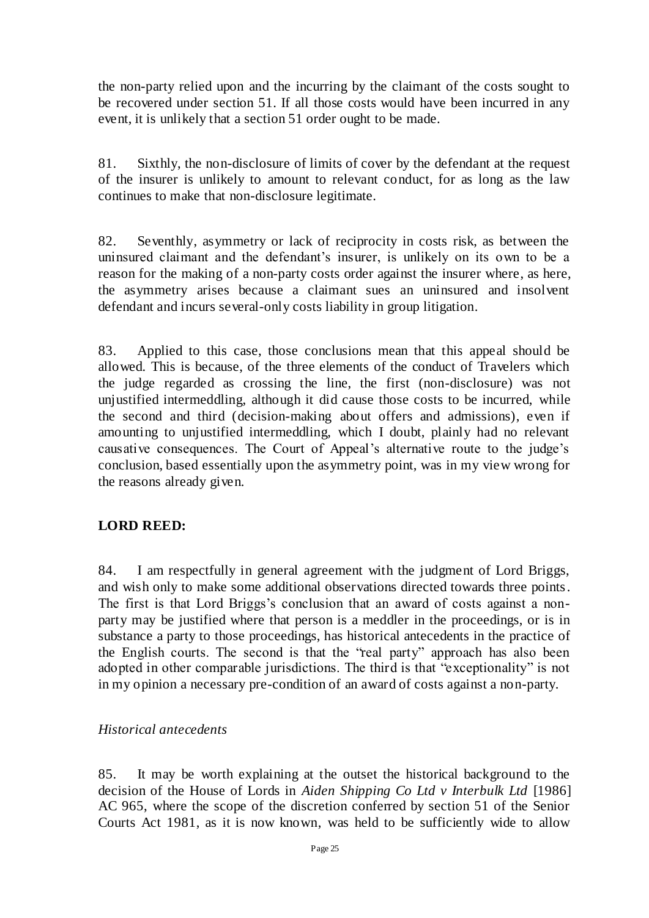the non-party relied upon and the incurring by the claimant of the costs sought to be recovered under section 51. If all those costs would have been incurred in any event, it is unlikely that a section 51 order ought to be made.

81. Sixthly, the non-disclosure of limits of cover by the defendant at the request of the insurer is unlikely to amount to relevant conduct, for as long as the law continues to make that non-disclosure legitimate.

82. Seventhly, asymmetry or lack of reciprocity in costs risk, as between the uninsured claimant and the defendant's insurer, is unlikely on its own to be a reason for the making of a non-party costs order against the insurer where, as here, the asymmetry arises because a claimant sues an uninsured and insolvent defendant and incurs several-only costs liability in group litigation.

83. Applied to this case, those conclusions mean that this appeal should be allowed. This is because, of the three elements of the conduct of Travelers which the judge regarded as crossing the line, the first (non-disclosure) was not unjustified intermeddling, although it did cause those costs to be incurred, while the second and third (decision-making about offers and admissions), even if amounting to unjustified intermeddling, which I doubt, plainly had no relevant causative consequences. The Court of Appeal's alternative route to the judge's conclusion, based essentially upon the asymmetry point, was in my view wrong for the reasons already given.

## LORD REED:

84. I am respectfully in general agreement with the judgment of Lord Briggs, and wish only to make some additional observations directed towards three points. The first is that Lord Briggs's conclusion that an award of costs against a non-party may be justified where that person is a meddler in the proceedings, or is in substance a party to those proceedings, has historical antecedents in the practice of the English courts. The second is that the "real party" approach has also been adopted in other comparable jurisdictions. The third is that "exceptionality" is not in my opinion a necessary pre-condition of an award of costs against a non-party.

### *Historical antecedents*

85. It may be worth explaining at the outset the historical background to the decision of the House of Lords in *Aiden Shipping Co Ltd v Interbulk Ltd* [1986] AC 965, where the scope of the discretion conferred by section 51 of the Senior Courts Act 1981, as it is now known, was held to be sufficiently wide to allow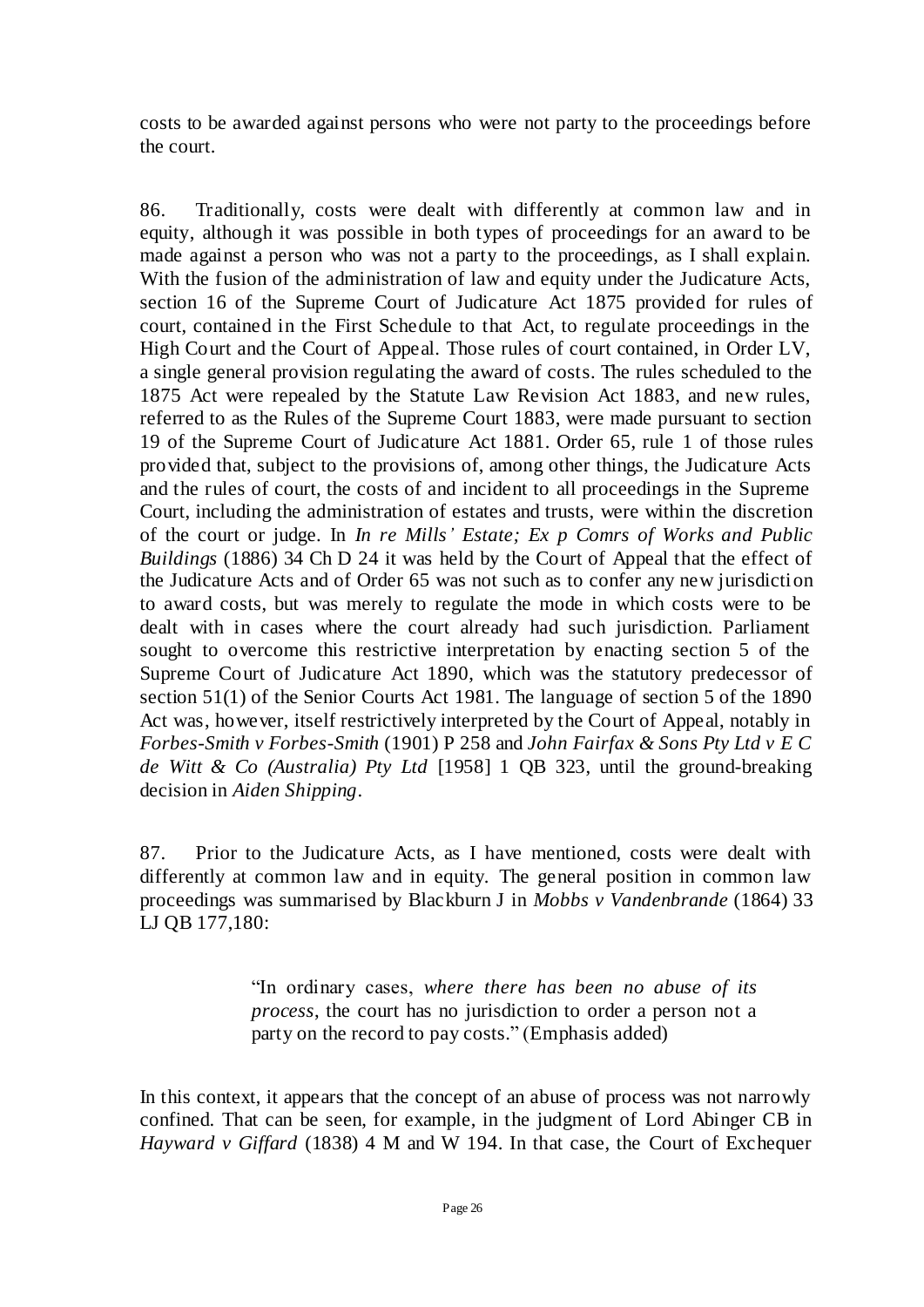costs to be awarded against persons who were not party to the proceedings before the court.

86. Traditionally, costs were dealt with differently at common law and in equity, although it was possible in both types of proceedings for an award to be made against a person who was not a party to the proceedings, as I shall explain. With the fusion of the administration of law and equity under the Judicature Acts, section 16 of the Supreme Court of Judicature Act 1875 provided for rules of court, contained in the First Schedule to that Act, to regulate proceedings in the High Court and the Court of Appeal. Those rules of court contained, in Order LV, a single general provision regulating the award of costs. The rules scheduled to the 1875 Act were repealed by the Statute Law Revision Act 1883, and new rules, referred to as the Rules of the Supreme Court 1883, were made pursuant to section 19 of the Supreme Court of Judicature Act 1881. Order 65, rule 1 of those rules provided that, subject to the provisions of, among other things, the Judicature Acts and the rules of court, the costs of and incident to all proceedings in the Supreme Court, including the administration of estates and trusts, were within the discretion of the court or judge. In *In re Mills' Estate; Ex p Comrs of Works and Public Buildings* (1886) 34 Ch D 24 it was held by the Court of Appeal that the effect of the Judicature Acts and of Order 65 was not such as to confer any new jurisdiction to award costs, but was merely to regulate the mode in which costs were to be dealt with in cases where the court already had such jurisdiction. Parliament sought to overcome this restrictive interpretation by enacting section 5 of the Supreme Court of Judicature Act 1890, which was the statutory predecessor of section 51(1) of the Senior Courts Act 1981. The language of section 5 of the 1890 Act was, however, itself restrictively interpreted by the Court of Appeal, notably in *Forbes-Smith v Forbes-Smith* (1901) P 258 and *John Fairfax & Sons Pty Ltd v E C de Witt & Co (Australia) Pty Ltd* [1958] 1 QB 323, until the ground-breaking decision in *Aiden Shipping*.

87. Prior to the Judicature Acts, as I have mentioned, costs were dealt with differently at common law and in equity. The general position in common law proceedings was summarised by Blackburn J in *Mobbs v Vandenbrande* (1864) 33 LJ QB 177,180:

> "In ordinary cases, *where there has been no abuse of its process*, the court has no jurisdiction to order a person not a party on the record to pay costs." (Emphasis added)

In this context, it appears that the concept of an abuse of process was not narrowly confined. That can be seen, for example, in the judgment of Lord Abinger CB in *Hayward v Giffard* (1838) 4 M and W 194. In that case, the Court of Exchequer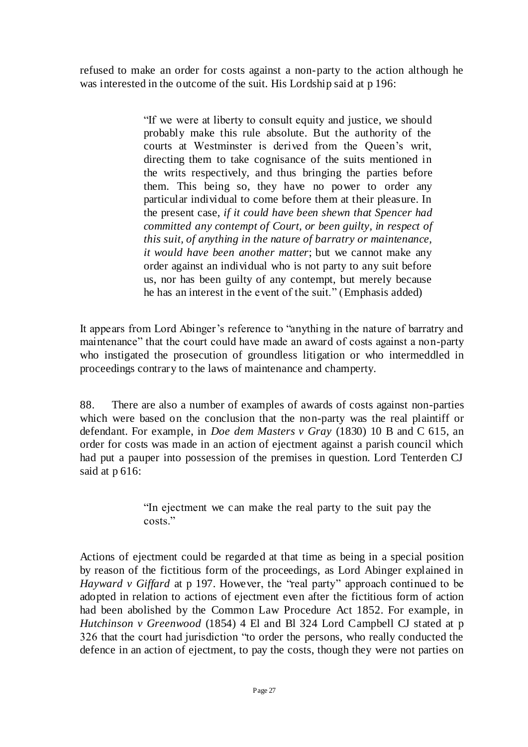refused to make an order for costs against a non-party to the action although he was interested in the outcome of the suit. His Lordship said at p 196:

> "If we were at liberty to consult equity and justice, we should probably make this rule absolute. But the authority of the courts at Westminster is derived from the Queen's writ, directing them to take cognisance of the suits mentioned in the writs respectively, and thus bringing the parties before them. This being so, they have no power to order any particular individual to come before them at their pleasure. In the present case, *if it could have been shewn that Spencer had committed any contempt of Court, or been guilty, in respect of this suit, of anything in the nature of barratry or maintenance, it would have been another matter*; but we cannot make any order against an individual who is not party to any suit before us, nor has been guilty of any contempt, but merely because he has an interest in the event of the suit." (Emphasis added)

It appears from Lord Abinger's reference to "anything in the nature of barratry and maintenance" that the court could have made an award of costs against a non-party who instigated the prosecution of groundless litigation or who intermeddled in proceedings contrary to the laws of maintenance and champerty.

88. There are also a number of examples of awards of costs against non-parties which were based on the conclusion that the non-party was the real plaintiff or defendant. For example, in *Doe dem Masters v Gray* (1830) 10 B and C 615, an order for costs was made in an action of ejectment against a parish council which had put a pauper into possession of the premises in question. Lord Tenterden CJ said at p 616:

> "In ejectment we can make the real party to the suit pay the costs."

Actions of ejectment could be regarded at that time as being in a special position by reason of the fictitious form of the proceedings, as Lord Abinger explained in *Hayward v Giffard* at p 197. However, the "real party" approach continued to be adopted in relation to actions of ejectment even after the fictitious form of action had been abolished by the Common Law Procedure Act 1852. For example, in *Hutchinson v Greenwood* (1854) 4 El and Bl 324 Lord Campbell CJ stated at p 326 that the court had jurisdiction "to order the persons, who really conducted the defence in an action of ejectment, to pay the costs, though they were not parties on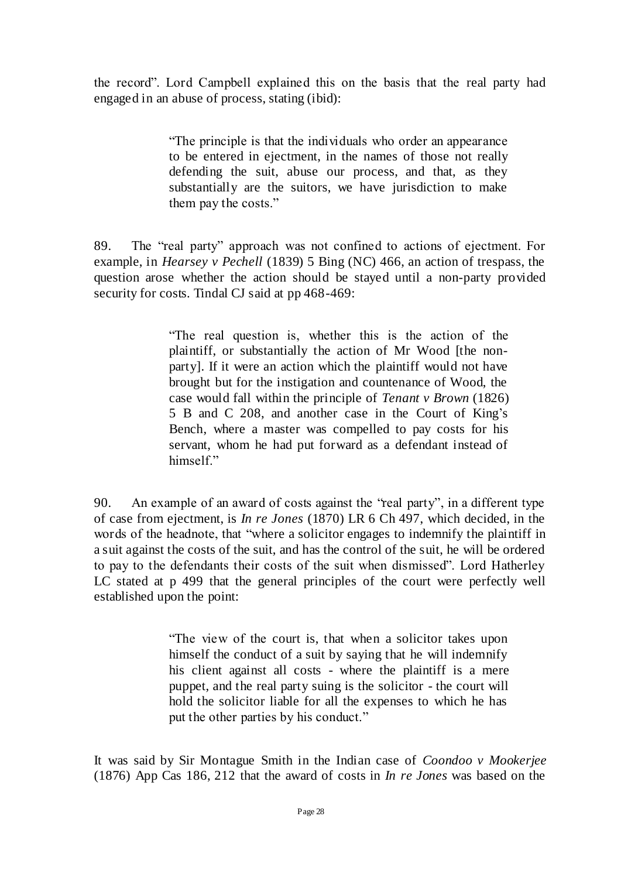the record". Lord Campbell explained this on the basis that the real party had engaged in an abuse of process, stating (ibid):

> "The principle is that the individuals who order an appearance to be entered in ejectment, in the names of those not really defending the suit, abuse our process, and that, as they substantially are the suitors, we have jurisdiction to make them pay the costs."

89. The "real party" approach was not confined to actions of ejectment. For example, in *Hearsey v Pechell* (1839) 5 Bing (NC) 466, an action of trespass, the question arose whether the action should be stayed until a non-party provided security for costs. Tindal CJ said at pp 468-469:

> "The real question is, whether this is the action of the plaintiff, or substantially the action of Mr Wood [the non-party]. If it were an action which the plaintiff would not have brought but for the instigation and countenance of Wood, the case would fall within the principle of *Tenant v Brown* (1826) 5 B and C 208, and another case in the Court of King's Bench, where a master was compelled to pay costs for his servant, whom he had put forward as a defendant instead of himself."

90. An example of an award of costs against the "real party", in a different type of case from ejectment, is *In re Jones* (1870) LR 6 Ch 497, which decided, in the words of the headnote, that "where a solicitor engages to indemnify the plaintiff in a suit against the costs of the suit, and has the control of the suit, he will be ordered to pay to the defendants their costs of the suit when dismissed". Lord Hatherley LC stated at p 499 that the general principles of the court were perfectly well established upon the point:

> "The view of the court is, that when a solicitor takes upon himself the conduct of a suit by saying that he will indemnify his client against all costs - where the plaintiff is a mere puppet, and the real party suing is the solicitor - the court will hold the solicitor liable for all the expenses to which he has put the other parties by his conduct."

It was said by Sir Montague Smith in the Indian case of *Coondoo v Mookerjee* (1876) App Cas 186, 212 that the award of costs in *In re Jones* was based on the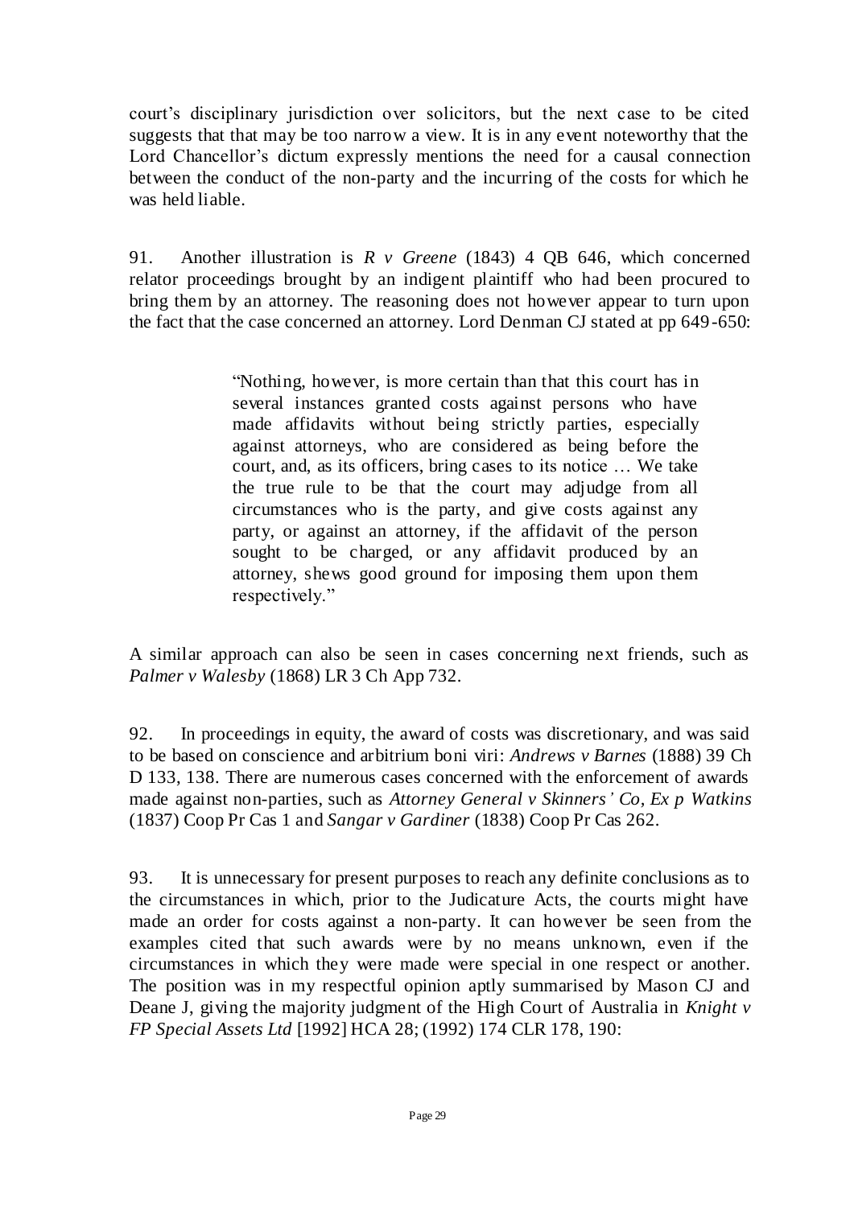court's disciplinary jurisdiction over solicitors, but the next case to be cited suggests that that may be too narrow a view. It is in any event noteworthy that the Lord Chancellor's dictum expressly mentions the need for a causal connection between the conduct of the non-party and the incurring of the costs for which he was held liable.

91. Another illustration is *R v Greene* (1843) 4 QB 646, which concerned relator proceedings brought by an indigent plaintiff who had been procured to bring them by an attorney. The reasoning does not however appear to turn upon the fact that the case concerned an attorney. Lord Denman CJ stated at pp 649-650:

> "Nothing, however, is more certain than that this court has in several instances granted costs against persons who have made affidavits without being strictly parties, especially against attorneys, who are considered as being before the court, and, as its officers, bring cases to its notice … We take the true rule to be that the court may adjudge from all circumstances who is the party, and give costs against any party, or against an attorney, if the affidavit of the person sought to be charged, or any affidavit produced by an attorney, shews good ground for imposing them upon them respectively."

A similar approach can also be seen in cases concerning next friends, such as *Palmer v Walesby* (1868) LR 3 Ch App 732.

92. In proceedings in equity, the award of costs was discretionary, and was said to be based on conscience and arbitrium boni viri: *Andrews v Barnes* (1888) 39 Ch D 133, 138. There are numerous cases concerned with the enforcement of awards made against non-parties, such as *Attorney General v Skinners' Co, Ex p Watkins* (1837) Coop Pr Cas 1 and *Sangar v Gardiner* (1838) Coop Pr Cas 262.

93. It is unnecessary for present purposes to reach any definite conclusions as to the circumstances in which, prior to the Judicature Acts, the courts might have made an order for costs against a non-party. It can however be seen from the examples cited that such awards were by no means unknown, even if the circumstances in which they were made were special in one respect or another. The position was in my respectful opinion aptly summarised by Mason CJ and Deane J, giving the majority judgment of the High Court of Australia in *Knight v FP Special Assets Ltd* [1992] HCA 28; (1992) 174 CLR 178, 190: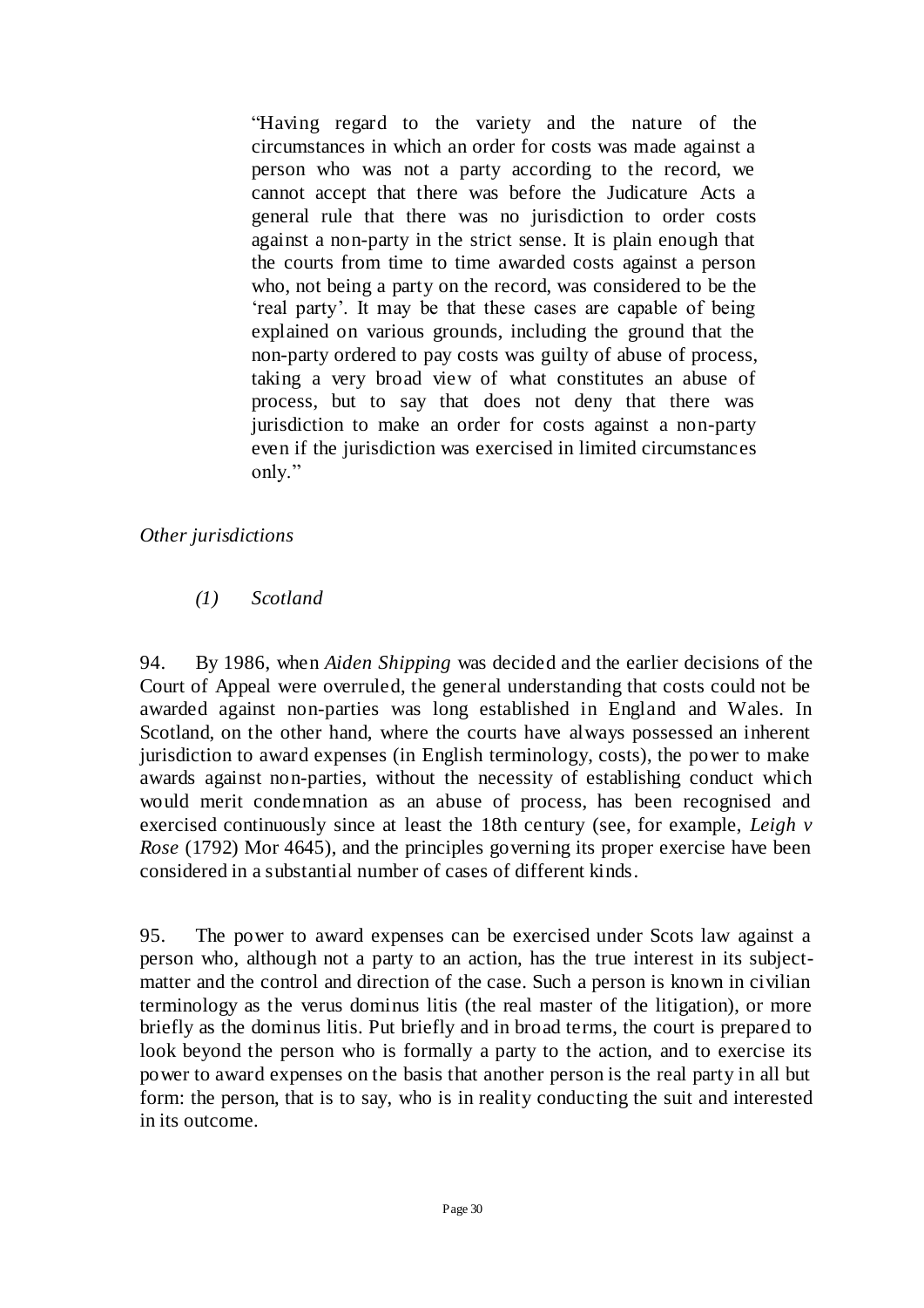> "Having regard to the variety and the nature of the circumstances in which an order for costs was made against a person who was not a party according to the record, we cannot accept that there was before the Judicature Acts a general rule that there was no jurisdiction to order costs against a non-party in the strict sense. It is plain enough that the courts from time to time awarded costs against a person who, not being a party on the record, was considered to be the 'real party'. It may be that these cases are capable of being explained on various grounds, including the ground that the non-party ordered to pay costs was guilty of abuse of process, taking a very broad view of what constitutes an abuse of process, but to say that does not deny that there was jurisdiction to make an order for costs against a non-party even if the jurisdiction was exercised in limited circumstances only."

*Other jurisdictions*

*(1) Scotland*

94. By 1986, when *Aiden Shipping* was decided and the earlier decisions of the Court of Appeal were overruled, the general understanding that costs could not be awarded against non-parties was long established in England and Wales. In Scotland, on the other hand, where the courts have always possessed an inherent jurisdiction to award expenses (in English terminology, costs), the power to make awards against non-parties, without the necessity of establishing conduct which would merit condemnation as an abuse of process, has been recognised and exercised continuously since at least the 18th century (see, for example, *Leigh v Rose* (1792) Mor 4645), and the principles governing its proper exercise have been considered in a substantial number of cases of different kinds.

95. The power to award expenses can be exercised under Scots law against a person who, although not a party to an action, has the true interest in its subject-matter and the control and direction of the case. Such a person is known in civilian terminology as the verus dominus litis (the real master of the litigation), or more briefly as the dominus litis. Put briefly and in broad terms, the court is prepared to look beyond the person who is formally a party to the action, and to exercise its power to award expenses on the basis that another person is the real party in all but form: the person, that is to say, who is in reality conducting the suit and interested in its outcome.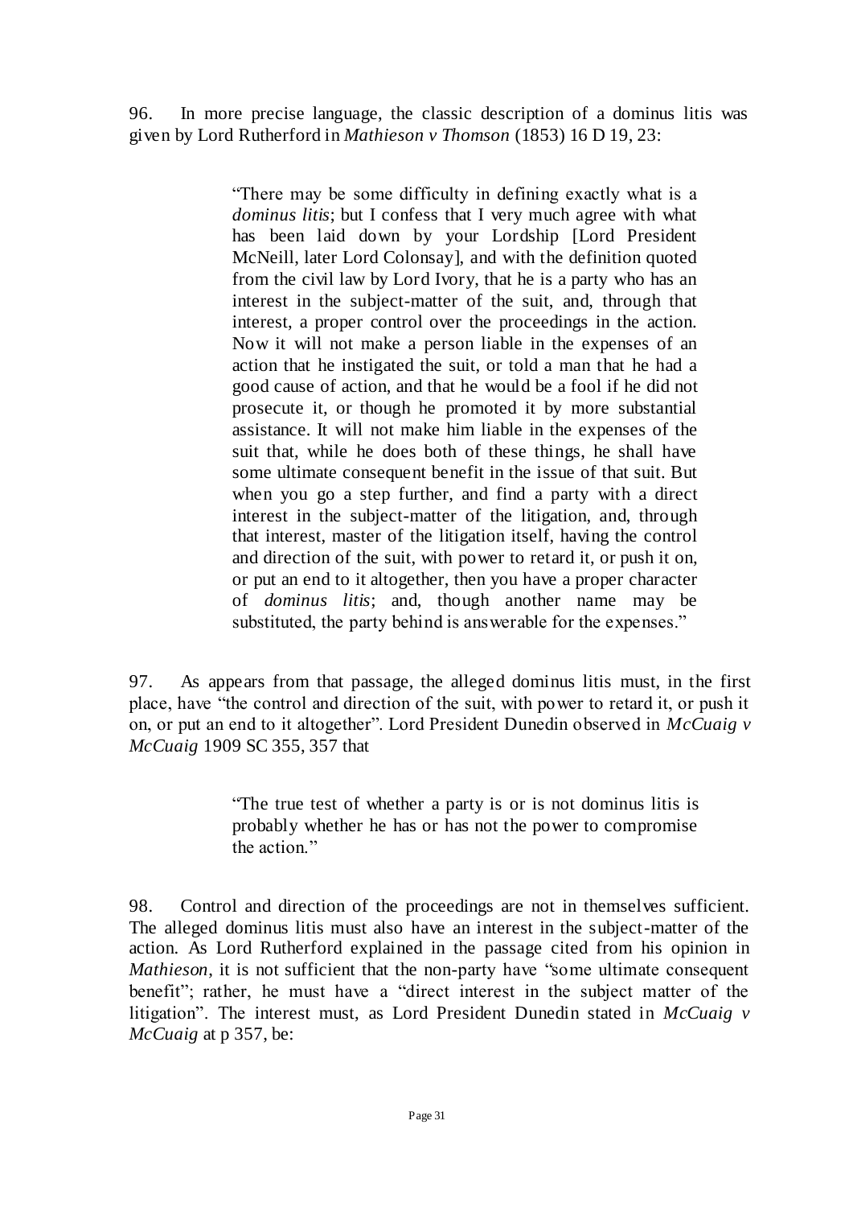96. In more precise language, the classic description of a dominus litis was given by Lord Rutherford in *Mathieson v Thomson* (1853) 16 D 19, 23:

> "There may be some difficulty in defining exactly what is a *dominus litis*; but I confess that I very much agree with what has been laid down by your Lordship [Lord President McNeill, later Lord Colonsay], and with the definition quoted from the civil law by Lord Ivory, that he is a party who has an interest in the subject-matter of the suit, and, through that interest, a proper control over the proceedings in the action. Now it will not make a person liable in the expenses of an action that he instigated the suit, or told a man that he had a good cause of action, and that he would be a fool if he did not prosecute it, or though he promoted it by more substantial assistance. It will not make him liable in the expenses of the suit that, while he does both of these things, he shall have some ultimate consequent benefit in the issue of that suit. But when you go a step further, and find a party with a direct interest in the subject-matter of the litigation, and, through that interest, master of the litigation itself, having the control and direction of the suit, with power to retard it, or push it on, or put an end to it altogether, then you have a proper character of *dominus litis*; and, though another name may be substituted, the party behind is answerable for the expenses."

97. As appears from that passage, the alleged dominus litis must, in the first place, have "the control and direction of the suit, with power to retard it, or push it on, or put an end to it altogether". Lord President Dunedin observed in *McCuaig v McCuaig* 1909 SC 355, 357 that

> "The true test of whether a party is or is not dominus litis is probably whether he has or has not the power to compromise the action."

98. Control and direction of the proceedings are not in themselves sufficient. The alleged dominus litis must also have an interest in the subject-matter of the action. As Lord Rutherford explained in the passage cited from his opinion in *Mathieson*, it is not sufficient that the non-party have "some ultimate consequent benefit"; rather, he must have a "direct interest in the subject matter of the litigation". The interest must, as Lord President Dunedin stated in *McCuaig v McCuaig* at p 357, be: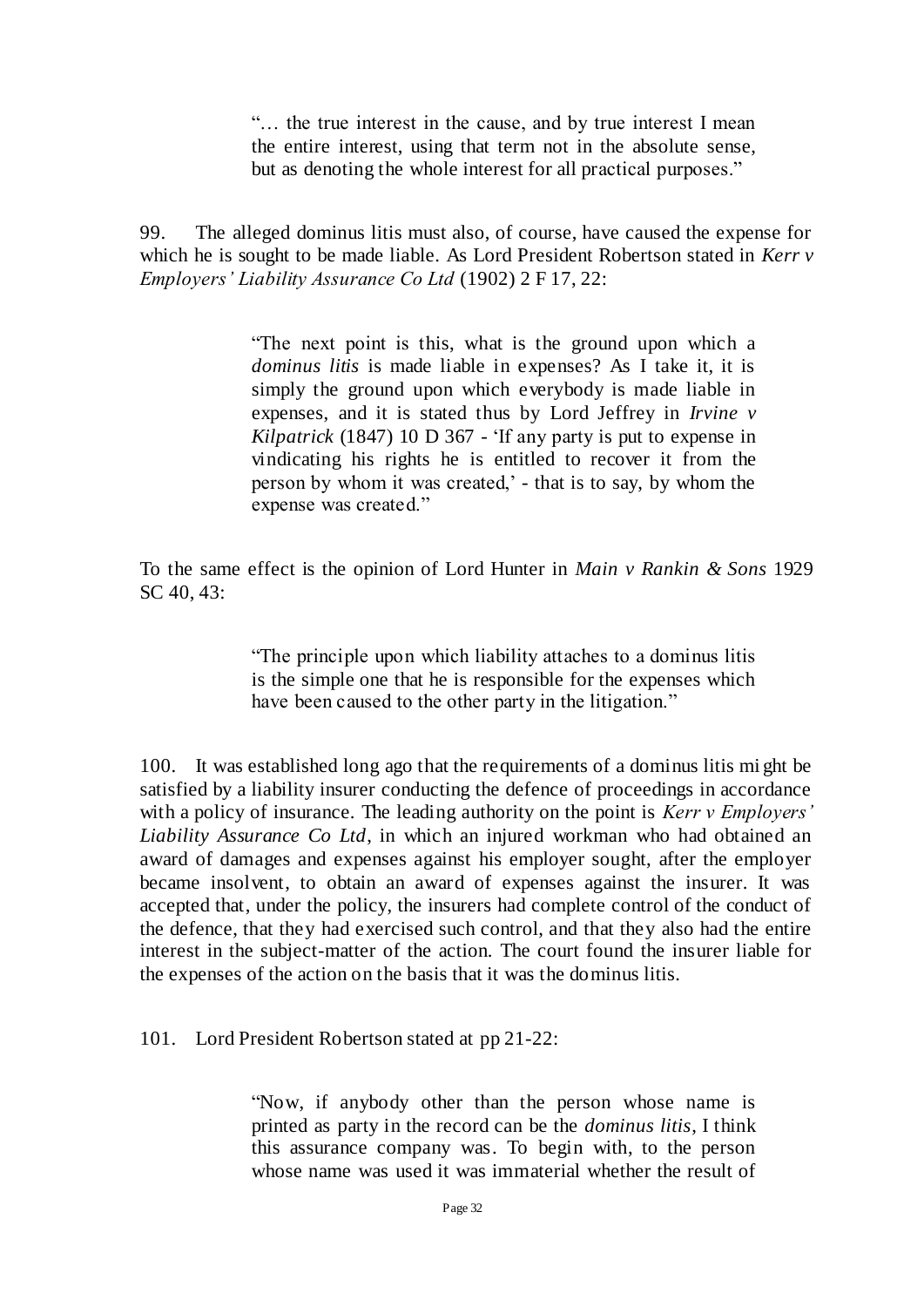> "… the true interest in the cause, and by true interest I mean the entire interest, using that term not in the absolute sense, but as denoting the whole interest for all practical purposes."

99. The alleged dominus litis must also, of course, have caused the expense for which he is sought to be made liable. As Lord President Robertson stated in *Kerr v Employers' Liability Assurance Co Ltd* (1902) 2 F 17, 22:

> "The next point is this, what is the ground upon which a *dominus litis* is made liable in expenses? As I take it, it is simply the ground upon which everybody is made liable in expenses, and it is stated thus by Lord Jeffrey in *Irvine v Kilpatrick* (1847) 10 D 367 - 'If any party is put to expense in vindicating his rights he is entitled to recover it from the person by whom it was created,' - that is to say, by whom the expense was created."

To the same effect is the opinion of Lord Hunter in *Main v Rankin & Sons* 1929 SC 40, 43:

> "The principle upon which liability attaches to a dominus litis is the simple one that he is responsible for the expenses which have been caused to the other party in the litigation."

100. It was established long ago that the requirements of a dominus litis might be satisfied by a liability insurer conducting the defence of proceedings in accordance with a policy of insurance. The leading authority on the point is *Kerr v Employers' Liability Assurance Co Ltd*, in which an injured workman who had obtained an award of damages and expenses against his employer sought, after the employer became insolvent, to obtain an award of expenses against the insurer. It was accepted that, under the policy, the insurers had complete control of the conduct of the defence, that they had exercised such control, and that they also had the entire interest in the subject-matter of the action. The court found the insurer liable for the expenses of the action on the basis that it was the dominus litis.

101. Lord President Robertson stated at pp 21-22:

> "Now, if anybody other than the person whose name is printed as party in the record can be the *dominus litis*, I think this assurance company was. To begin with, to the person whose name was used it was immaterial whether the result of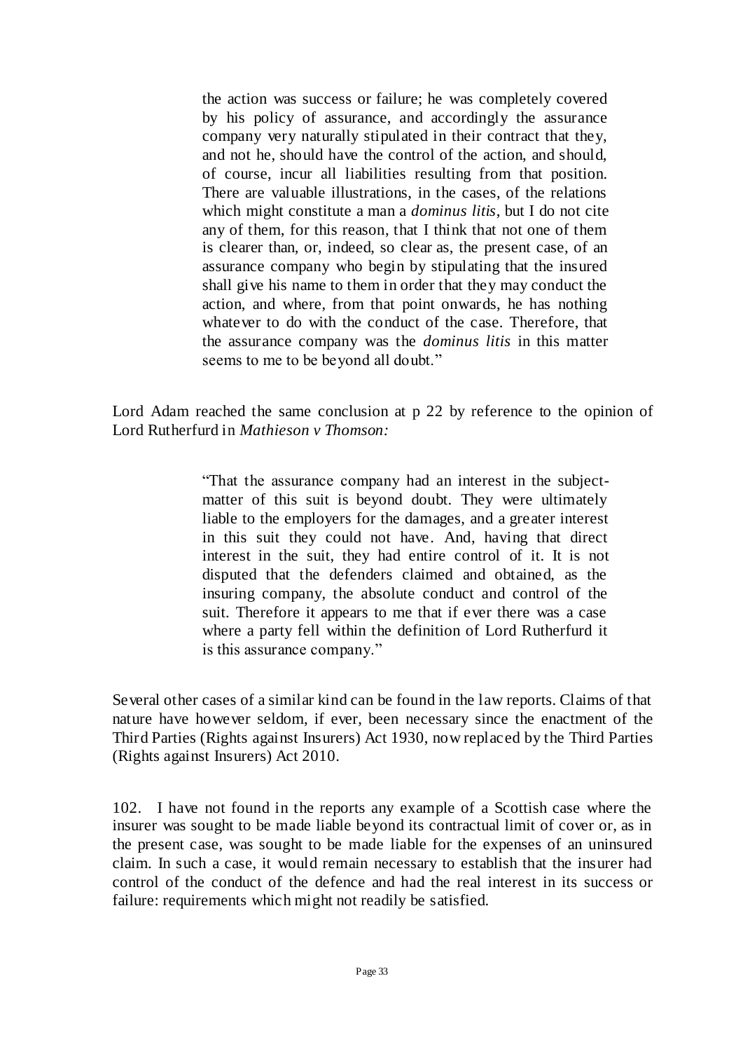> the action was success or failure; he was completely covered by his policy of assurance, and accordingly the assurance company very naturally stipulated in their contract that they, and not he, should have the control of the action, and should, of course, incur all liabilities resulting from that position. There are valuable illustrations, in the cases, of the relations which might constitute a man a *dominus litis*, but I do not cite any of them, for this reason, that I think that not one of them is clearer than, or, indeed, so clear as, the present case, of an assurance company who begin by stipulating that the insured shall give his name to them in order that they may conduct the action, and where, from that point onwards, he has nothing whatever to do with the conduct of the case. Therefore, that the assurance company was the *dominus litis* in this matter seems to me to be beyond all doubt."

Lord Adam reached the same conclusion at p 22 by reference to the opinion of Lord Rutherfurd in *Mathieson v Thomson:*

> "That the assurance company had an interest in the subject-matter of this suit is beyond doubt. They were ultimately liable to the employers for the damages, and a greater interest in this suit they could not have. And, having that direct interest in the suit, they had entire control of it. It is not disputed that the defenders claimed and obtained, as the insuring company, the absolute conduct and control of the suit. Therefore it appears to me that if ever there was a case where a party fell within the definition of Lord Rutherfurd it is this assurance company."

Several other cases of a similar kind can be found in the law reports. Claims of that nature have however seldom, if ever, been necessary since the enactment of the Third Parties (Rights against Insurers) Act 1930, now replaced by the Third Parties (Rights against Insurers) Act 2010.

102. I have not found in the reports any example of a Scottish case where the insurer was sought to be made liable beyond its contractual limit of cover or, as in the present case, was sought to be made liable for the expenses of an uninsured claim. In such a case, it would remain necessary to establish that the insurer had control of the conduct of the defence and had the real interest in its success or failure: requirements which might not readily be satisfied.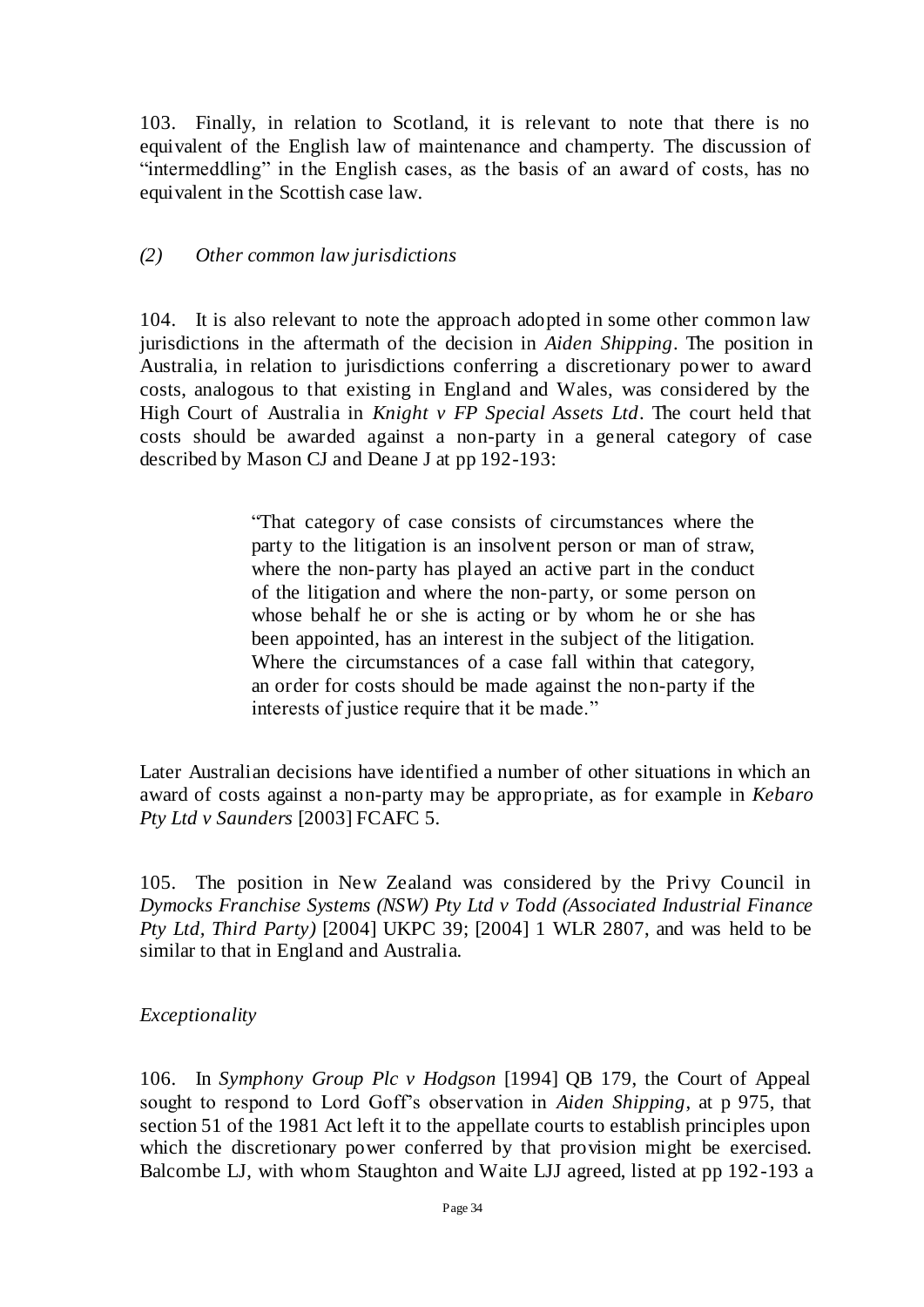103. Finally, in relation to Scotland, it is relevant to note that there is no equivalent of the English law of maintenance and champerty. The discussion of "intermeddling" in the English cases, as the basis of an award of costs, has no equivalent in the Scottish case law.

### *(2) Other common law jurisdictions*

104. It is also relevant to note the approach adopted in some other common law jurisdictions in the aftermath of the decision in *Aiden Shipping*. The position in Australia, in relation to jurisdictions conferring a discretionary power to award costs, analogous to that existing in England and Wales, was considered by the High Court of Australia in *Knight v FP Special Assets Ltd*. The court held that costs should be awarded against a non-party in a general category of case described by Mason CJ and Deane J at pp 192-193:

> "That category of case consists of circumstances where the party to the litigation is an insolvent person or man of straw, where the non-party has played an active part in the conduct of the litigation and where the non-party, or some person on whose behalf he or she is acting or by whom he or she has been appointed, has an interest in the subject of the litigation. Where the circumstances of a case fall within that category, an order for costs should be made against the non-party if the interests of justice require that it be made."

Later Australian decisions have identified a number of other situations in which an award of costs against a non-party may be appropriate, as for example in *Kebaro Pty Ltd v Saunders* [2003] FCAFC 5.

105. The position in New Zealand was considered by the Privy Council in *Dymocks Franchise Systems (NSW) Pty Ltd v Todd (Associated Industrial Finance Pty Ltd, Third Party)* [2004] UKPC 39; [2004] 1 WLR 2807, and was held to be similar to that in England and Australia.

### *Exceptionality*

106. In *Symphony Group Plc v Hodgson* [1994] QB 179, the Court of Appeal sought to respond to Lord Goff's observation in *Aiden Shipping*, at p 975, that section 51 of the 1981 Act left it to the appellate courts to establish principles upon which the discretionary power conferred by that provision might be exercised. Balcombe LJ, with whom Staughton and Waite LJJ agreed, listed at pp 192-193 a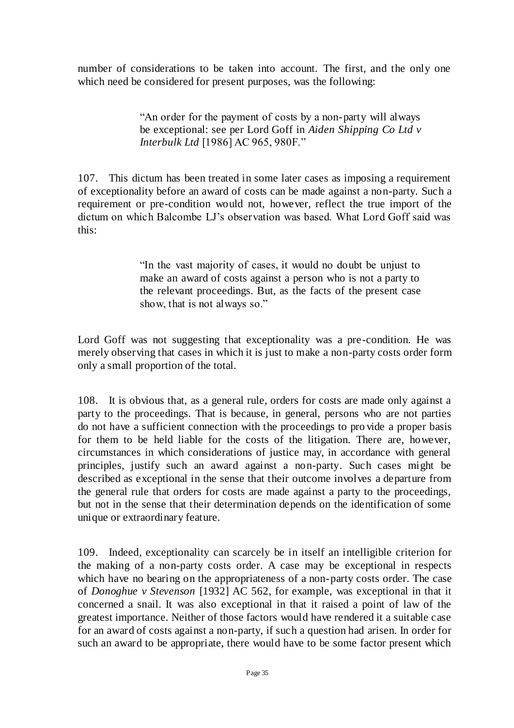number of considerations to be taken into account. The first, and the only one which need be considered for present purposes, was the following:

> "An order for the payment of costs by a non-party will always be exceptional: see per Lord Goff in *Aiden Shipping Co Ltd v Interbulk Ltd* [1986] AC 965, 980F."

107. This dictum has been treated in some later cases as imposing a requirement of exceptionality before an award of costs can be made against a non-party. Such a requirement or pre-condition would not, however, reflect the true import of the dictum on which Balcombe LJ's observation was based. What Lord Goff said was this:

> "In the vast majority of cases, it would no doubt be unjust to make an award of costs against a person who is not a party to the relevant proceedings. But, as the facts of the present case show, that is not always so."

Lord Goff was not suggesting that exceptionality was a pre-condition. He was merely observing that cases in which it is just to make a non-party costs order form only a small proportion of the total.

108. It is obvious that, as a general rule, orders for costs are made only against a party to the proceedings. That is because, in general, persons who are not parties do not have a sufficient connection with the proceedings to provide a proper basis for them to be held liable for the costs of the litigation. There are, however, circumstances in which considerations of justice may, in accordance with general principles, justify such an award against a non-party. Such cases might be described as exceptional in the sense that their outcome involves a departure from the general rule that orders for costs are made against a party to the proceedings, but not in the sense that their determination depends on the identification of some unique or extraordinary feature.

109. Indeed, exceptionality can scarcely be in itself an intelligible criterion for the making of a non-party costs order. A case may be exceptional in respects which have no bearing on the appropriateness of a non-party costs order. The case of *Donoghue v Stevenson* [1932] AC 562, for example, was exceptional in that it concerned a snail. It was also exceptional in that it raised a point of law of the greatest importance. Neither of those factors would have rendered it a suitable case for an award of costs against a non-party, if such a question had arisen. In order for such an award to be appropriate, there would have to be some factor present which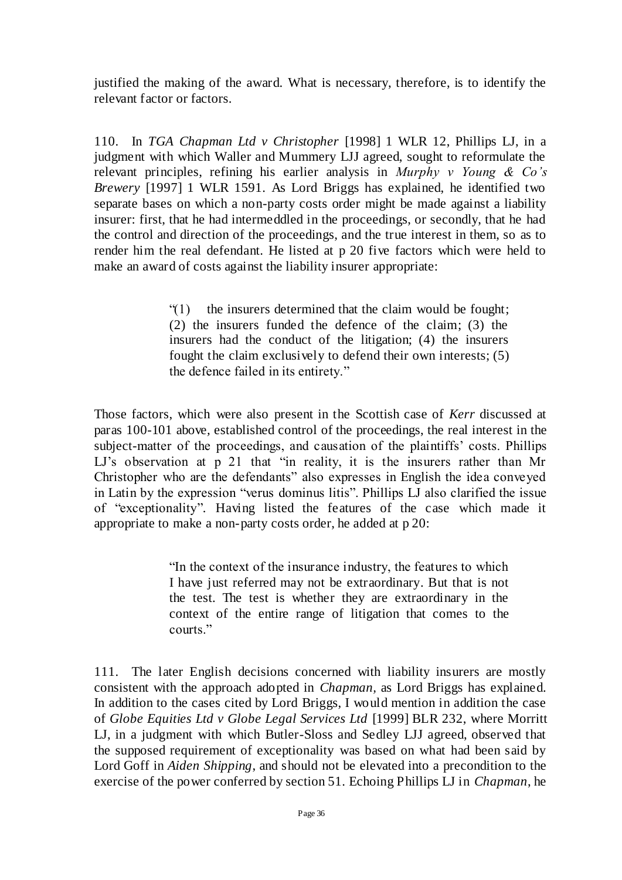justified the making of the award. What is necessary, therefore, is to identify the relevant factor or factors.

110. In *TGA Chapman Ltd v Christopher* [1998] 1 WLR 12, Phillips LJ, in a judgment with which Waller and Mummery LJJ agreed, sought to reformulate the relevant principles, refining his earlier analysis in *Murphy v Young & Co's Brewery* [1997] 1 WLR 1591. As Lord Briggs has explained, he identified two separate bases on which a non-party costs order might be made against a liability insurer: first, that he had intermeddled in the proceedings, or secondly, that he had the control and direction of the proceedings, and the true interest in them, so as to render him the real defendant. He listed at p 20 five factors which were held to make an award of costs against the liability insurer appropriate:

> "(1) the insurers determined that the claim would be fought; (2) the insurers funded the defence of the claim; (3) the insurers had the conduct of the litigation; (4) the insurers fought the claim exclusively to defend their own interests; (5) the defence failed in its entirety."

Those factors, which were also present in the Scottish case of *Kerr* discussed at paras 100-101 above, established control of the proceedings, the real interest in the subject-matter of the proceedings, and causation of the plaintiffs' costs. Phillips LJ's observation at p 21 that "in reality, it is the insurers rather than Mr Christopher who are the defendants" also expresses in English the idea conveyed in Latin by the expression "verus dominus litis". Phillips LJ also clarified the issue of "exceptionality". Having listed the features of the case which made it appropriate to make a non-party costs order, he added at p 20:

> "In the context of the insurance industry, the features to which I have just referred may not be extraordinary. But that is not the test. The test is whether they are extraordinary in the context of the entire range of litigation that comes to the courts."

111. The later English decisions concerned with liability insurers are mostly consistent with the approach adopted in *Chapman*, as Lord Briggs has explained. In addition to the cases cited by Lord Briggs, I would mention in addition the case of *Globe Equities Ltd v Globe Legal Services Ltd* [1999] BLR 232, where Morritt LJ, in a judgment with which Butler-Sloss and Sedley LJJ agreed, observed that the supposed requirement of exceptionality was based on what had been said by Lord Goff in *Aiden Shipping*, and should not be elevated into a precondition to the exercise of the power conferred by section 51. Echoing Phillips LJ in *Chapman*, he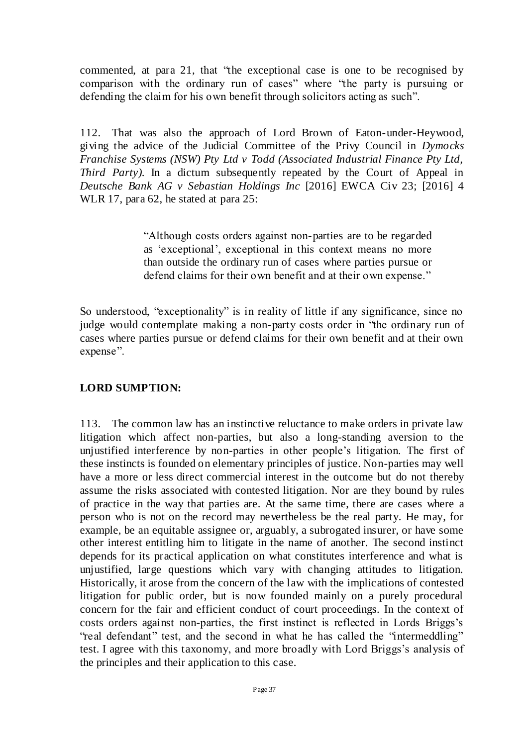commented, at para 21, that "the exceptional case is one to be recognised by comparison with the ordinary run of cases" where "the party is pursuing or defending the claim for his own benefit through solicitors acting as such".

112. That was also the approach of Lord Brown of Eaton-under-Heywood, giving the advice of the Judicial Committee of the Privy Council in *Dymocks Franchise Systems (NSW) Pty Ltd v Todd (Associated Industrial Finance Pty Ltd, Third Party)*. In a dictum subsequently repeated by the Court of Appeal in *Deutsche Bank AG v Sebastian Holdings Inc* [2016] EWCA Civ 23; [2016] 4 WLR 17, para 62, he stated at para 25:

> "Although costs orders against non-parties are to be regarded as 'exceptional', exceptional in this context means no more than outside the ordinary run of cases where parties pursue or defend claims for their own benefit and at their own expense."

So understood, "exceptionality" is in reality of little if any significance, since no judge would contemplate making a non-party costs order in "the ordinary run of cases where parties pursue or defend claims for their own benefit and at their own expense".

**LORD SUMPTION:**

113. The common law has an instinctive reluctance to make orders in private law litigation which affect non-parties, but also a long-standing aversion to the unjustified interference by non-parties in other people's litigation. The first of these instincts is founded on elementary principles of justice. Non-parties may well have a more or less direct commercial interest in the outcome but do not thereby assume the risks associated with contested litigation. Nor are they bound by rules of practice in the way that parties are. At the same time, there are cases where a person who is not on the record may nevertheless be the real party. He may, for example, be an equitable assignee or, arguably, a subrogated insurer, or have some other interest entitling him to litigate in the name of another. The second instinct depends for its practical application on what constitutes interference and what is unjustified, large questions which vary with changing attitudes to litigation. Historically, it arose from the concern of the law with the implications of contested litigation for public order, but is now founded mainly on a purely procedural concern for the fair and efficient conduct of court proceedings. In the context of costs orders against non-parties, the first instinct is reflected in Lords Briggs's "real defendant" test, and the second in what he has called the "intermeddling" test. I agree with this taxonomy, and more broadly with Lord Briggs's analysis of the principles and their application to this case.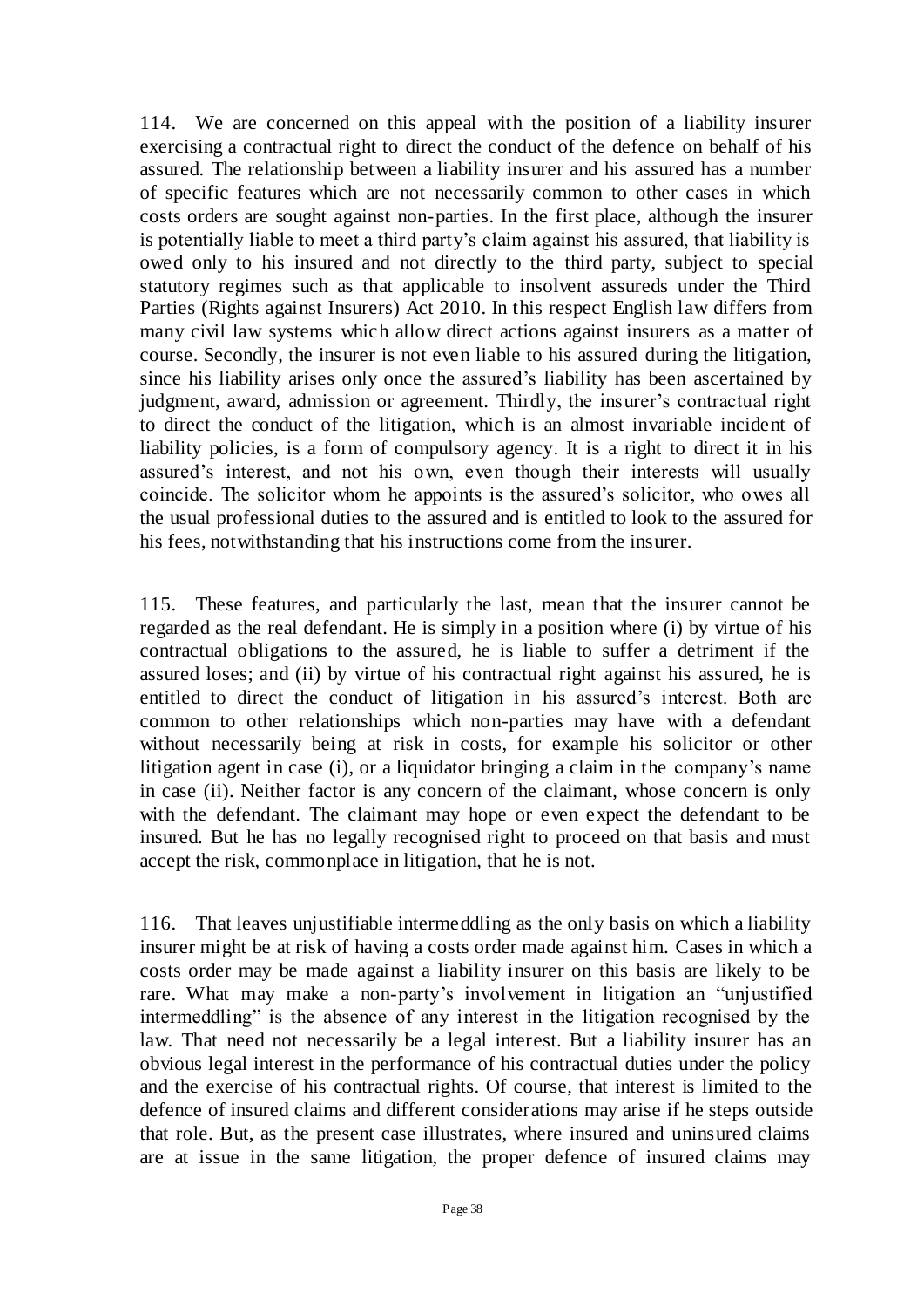114. We are concerned on this appeal with the position of a liability insurer exercising a contractual right to direct the conduct of the defence on behalf of his assured. The relationship between a liability insurer and his assured has a number of specific features which are not necessarily common to other cases in which costs orders are sought against non-parties. In the first place, although the insurer is potentially liable to meet a third party's claim against his assured, that liability is owed only to his insured and not directly to the third party, subject to special statutory regimes such as that applicable to insolvent assureds under the Third Parties (Rights against Insurers) Act 2010. In this respect English law differs from many civil law systems which allow direct actions against insurers as a matter of course. Secondly, the insurer is not even liable to his assured during the litigation, since his liability arises only once the assured's liability has been ascertained by judgment, award, admission or agreement. Thirdly, the insurer's contractual right to direct the conduct of the litigation, which is an almost invariable incident of liability policies, is a form of compulsory agency. It is a right to direct it in his assured's interest, and not his own, even though their interests will usually coincide. The solicitor whom he appoints is the assured's solicitor, who owes all the usual professional duties to the assured and is entitled to look to the assured for his fees, notwithstanding that his instructions come from the insurer.

115. These features, and particularly the last, mean that the insurer cannot be regarded as the real defendant. He is simply in a position where (i) by virtue of his contractual obligations to the assured, he is liable to suffer a detriment if the assured loses; and (ii) by virtue of his contractual right against his assured, he is entitled to direct the conduct of litigation in his assured's interest. Both are common to other relationships which non-parties may have with a defendant without necessarily being at risk in costs, for example his solicitor or other litigation agent in case (i), or a liquidator bringing a claim in the company's name in case (ii). Neither factor is any concern of the claimant, whose concern is only with the defendant. The claimant may hope or even expect the defendant to be insured. But he has no legally recognised right to proceed on that basis and must accept the risk, commonplace in litigation, that he is not.

116. That leaves unjustifiable intermeddling as the only basis on which a liability insurer might be at risk of having a costs order made against him. Cases in which a costs order may be made against a liability insurer on this basis are likely to be rare. What may make a non-party's involvement in litigation an "unjustified intermeddling" is the absence of any interest in the litigation recognised by the law. That need not necessarily be a legal interest. But a liability insurer has an obvious legal interest in the performance of his contractual duties under the policy and the exercise of his contractual rights. Of course, that interest is limited to the defence of insured claims and different considerations may arise if he steps outside that role. But, as the present case illustrates, where insured and uninsured claims are at issue in the same litigation, the proper defence of insured claims may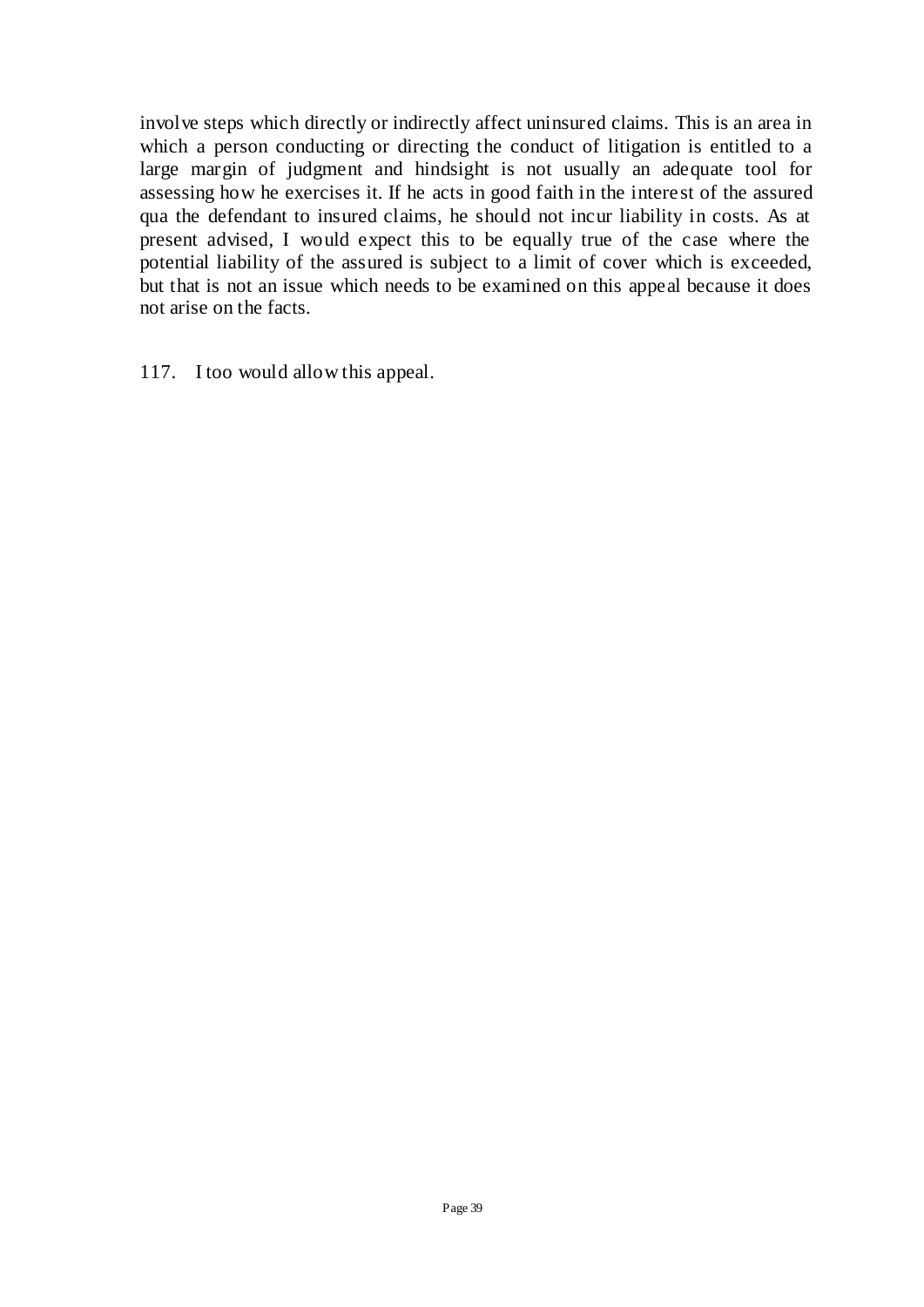involve steps which directly or indirectly affect uninsured claims. This is an area in which a person conducting or directing the conduct of litigation is entitled to a large margin of judgment and hindsight is not usually an adequate tool for assessing how he exercises it. If he acts in good faith in the interest of the assured qua the defendant to insured claims, he should not incur liability in costs. As at present advised, I would expect this to be equally true of the case where the potential liability of the assured is subject to a limit of cover which is exceeded, but that is not an issue which needs to be examined on this appeal because it does not arise on the facts.

117. I too would allow this appeal.